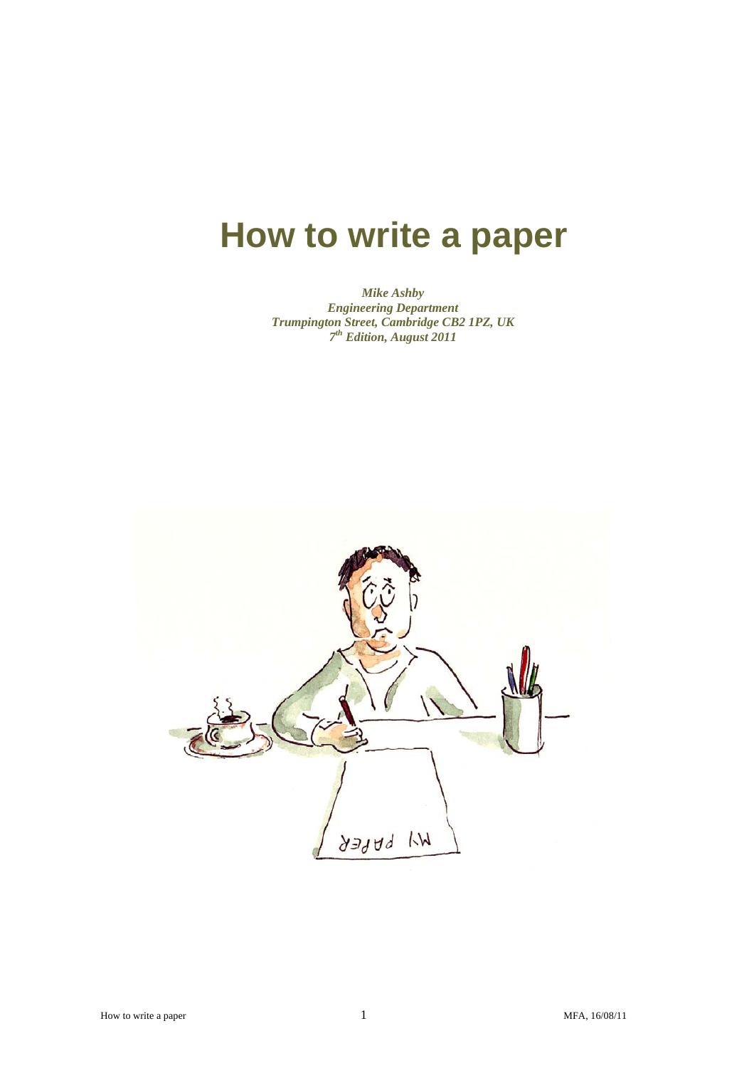# How to write a paper

*Mike Ashby*
*Engineering Department*
*Trumpington Street, Cambridge CB2 1PZ, UK*
*7th Edition, August 2011*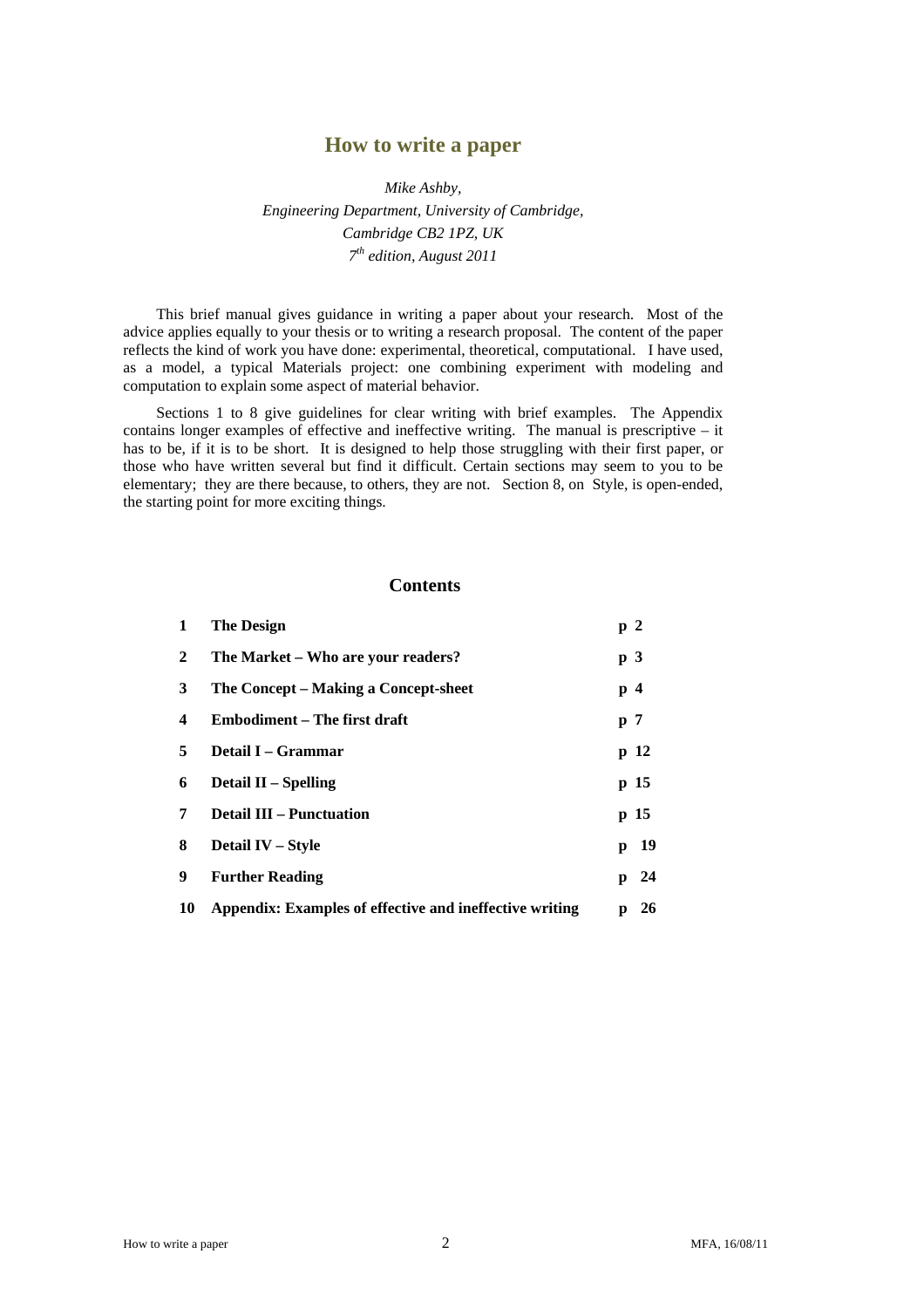# How to write a paper

*Mike Ashby,*
*Engineering Department, University of Cambridge,*
*Cambridge CB2 1PZ, UK*
*7th edition, August 2011*

This brief manual gives guidance in writing a paper about your research. Most of the advice applies equally to your thesis or to writing a research proposal. The content of the paper reflects the kind of work you have done: experimental, theoretical, computational. I have used, as a model, a typical Materials project: one combining experiment with modeling and computation to explain some aspect of material behavior.

Sections 1 to 8 give guidelines for clear writing with brief examples. The Appendix contains longer examples of effective and ineffective writing. The manual is prescriptive – it has to be, if it is to be short. It is designed to help those struggling with their first paper, or those who have written several but find it difficult. Certain sections may seem to you to be elementary; they are there because, to others, they are not. Section 8, on Style, is open-ended, the starting point for more exciting things.

## Contents

| | | |
|---|---|---|
| **1** | **The Design** | **p 2** |
| **2** | **The Market – Who are your readers?** | **p 3** |
| **3** | **The Concept – Making a Concept-sheet** | **p 4** |
| **4** | **Embodiment – The first draft** | **p 7** |
| **5** | **Detail I – Grammar** | **p 12** |
| **6** | **Detail II – Spelling** | **p 15** |
| **7** | **Detail III – Punctuation** | **p 15** |
| **8** | **Detail IV – Style** | **p 19** |
| **9** | **Further Reading** | **p 24** |
| **10** | **Appendix: Examples of effective and ineffective writing** | **p 26** |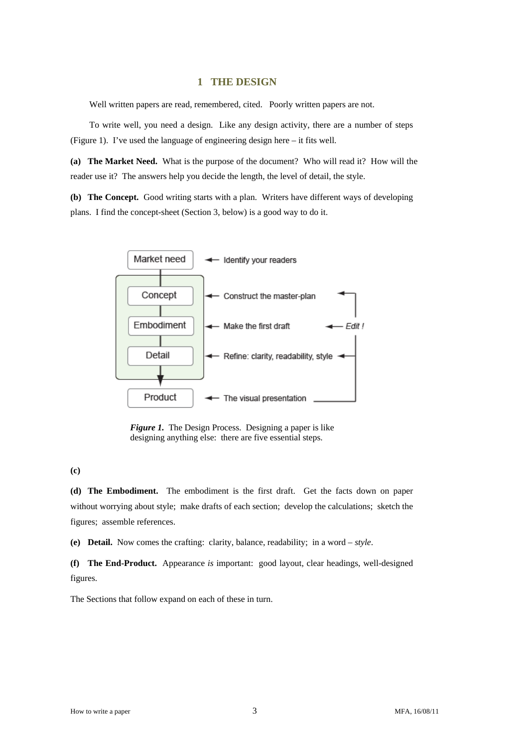# 1 THE DESIGN

Well written papers are read, remembered, cited. Poorly written papers are not.

To write well, you need a design. Like any design activity, there are a number of steps (Figure 1). I've used the language of engineering design here – it fits well.

**(a) The Market Need.** What is the purpose of the document? Who will read it? How will the reader use it? The answers help you decide the length, the level of detail, the style.

**(b) The Concept.** Good writing starts with a plan. Writers have different ways of developing plans. I find the concept-sheet (Section 3, below) is a good way to do it.

Market need ← Identify your readers

Concept ← Construct the master-plan

Embodiment ← Make the first draft ← *Edit !*

Detail ← Refine: clarity, readability, style

Product ← The visual presentation

***Figure 1.*** The Design Process. Designing a paper is like designing anything else: there are five essential steps.

**(c)**

**(d) The Embodiment.** The embodiment is the first draft. Get the facts down on paper without worrying about style; make drafts of each section; develop the calculations; sketch the figures; assemble references.

**(e) Detail.** Now comes the crafting: clarity, balance, readability; in a word – *style*.

**(f) The End-Product.** Appearance *is* important: good layout, clear headings, well-designed figures.

The Sections that follow expand on each of these in turn.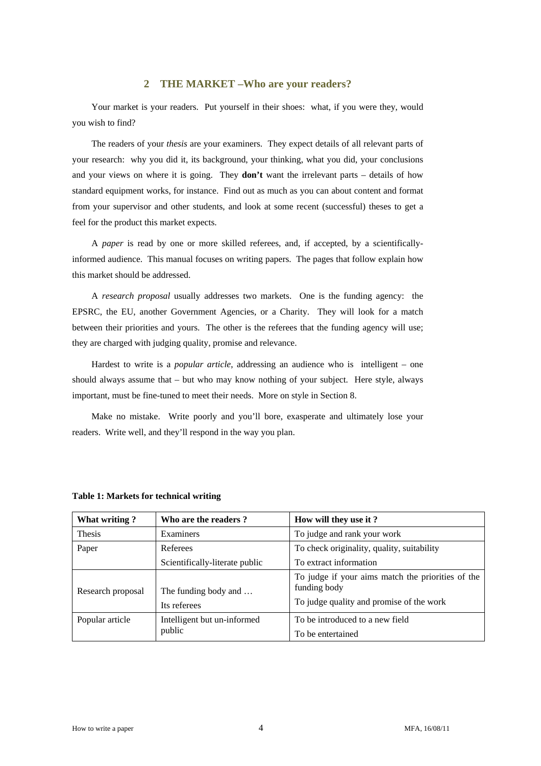## 2 THE MARKET –Who are your readers?

Your market is your readers. Put yourself in their shoes: what, if you were they, would you wish to find?

The readers of your *thesis* are your examiners. They expect details of all relevant parts of your research: why you did it, its background, your thinking, what you did, your conclusions and your views on where it is going. They **don't** want the irrelevant parts – details of how standard equipment works, for instance. Find out as much as you can about content and format from your supervisor and other students, and look at some recent (successful) theses to get a feel for the product this market expects.

A *paper* is read by one or more skilled referees, and, if accepted, by a scientifically-informed audience. This manual focuses on writing papers. The pages that follow explain how this market should be addressed.

A *research proposal* usually addresses two markets. One is the funding agency: the EPSRC, the EU, another Government Agencies, or a Charity. They will look for a match between their priorities and yours. The other is the referees that the funding agency will use; they are charged with judging quality, promise and relevance.

Hardest to write is a *popular article*, addressing an audience who is intelligent – one should always assume that – but who may know nothing of your subject. Here style, always important, must be fine-tuned to meet their needs. More on style in Section 8.

Make no mistake. Write poorly and you'll bore, exasperate and ultimately lose your readers. Write well, and they'll respond in the way you plan.

**Table 1: Markets for technical writing**

| What writing ? | Who are the readers ? | How will they use it ? |
|---|---|---|
| Thesis | Examiners | To judge and rank your work |
| Paper | Referees | To check originality, quality, suitability |
| | Scientifically-literate public | To extract information |
| Research proposal | The funding body and … | To judge if your aims match the priorities of the funding body |
| | Its referees | To judge quality and promise of the work |
| Popular article | Intelligent but un-informed public | To be introduced to a new field |
| | | To be entertained |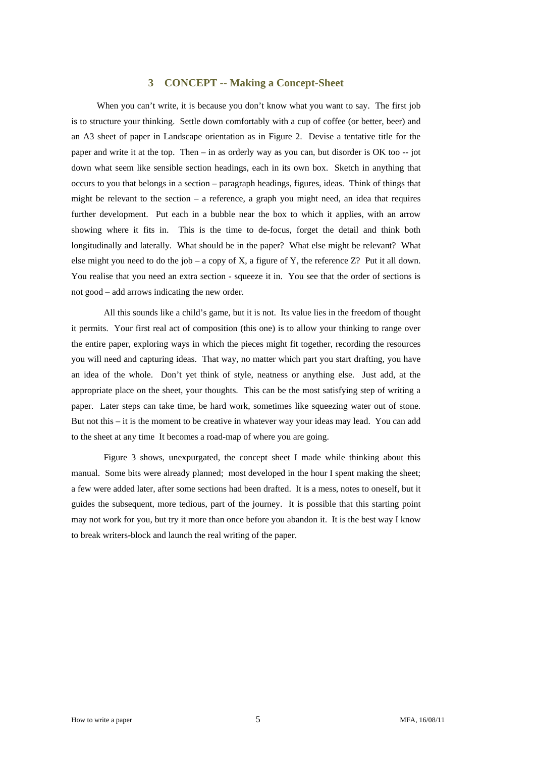## 3 CONCEPT -- Making a Concept-Sheet

When you can't write, it is because you don't know what you want to say. The first job is to structure your thinking. Settle down comfortably with a cup of coffee (or better, beer) and an A3 sheet of paper in Landscape orientation as in Figure 2. Devise a tentative title for the paper and write it at the top. Then – in as orderly way as you can, but disorder is OK too -- jot down what seem like sensible section headings, each in its own box. Sketch in anything that occurs to you that belongs in a section – paragraph headings, figures, ideas. Think of things that might be relevant to the section – a reference, a graph you might need, an idea that requires further development. Put each in a bubble near the box to which it applies, with an arrow showing where it fits in. This is the time to de-focus, forget the detail and think both longitudinally and laterally. What should be in the paper? What else might be relevant? What else might you need to do the job – a copy of X, a figure of Y, the reference Z? Put it all down. You realise that you need an extra section - squeeze it in. You see that the order of sections is not good – add arrows indicating the new order.

All this sounds like a child's game, but it is not. Its value lies in the freedom of thought it permits. Your first real act of composition (this one) is to allow your thinking to range over the entire paper, exploring ways in which the pieces might fit together, recording the resources you will need and capturing ideas. That way, no matter which part you start drafting, you have an idea of the whole. Don't yet think of style, neatness or anything else. Just add, at the appropriate place on the sheet, your thoughts. This can be the most satisfying step of writing a paper. Later steps can take time, be hard work, sometimes like squeezing water out of stone. But not this – it is the moment to be creative in whatever way your ideas may lead. You can add to the sheet at any time It becomes a road-map of where you are going.

Figure 3 shows, unexpurgated, the concept sheet I made while thinking about this manual. Some bits were already planned; most developed in the hour I spent making the sheet; a few were added later, after some sections had been drafted. It is a mess, notes to oneself, but it guides the subsequent, more tedious, part of the journey. It is possible that this starting point may not work for you, but try it more than once before you abandon it. It is the best way I know to break writers-block and launch the real writing of the paper.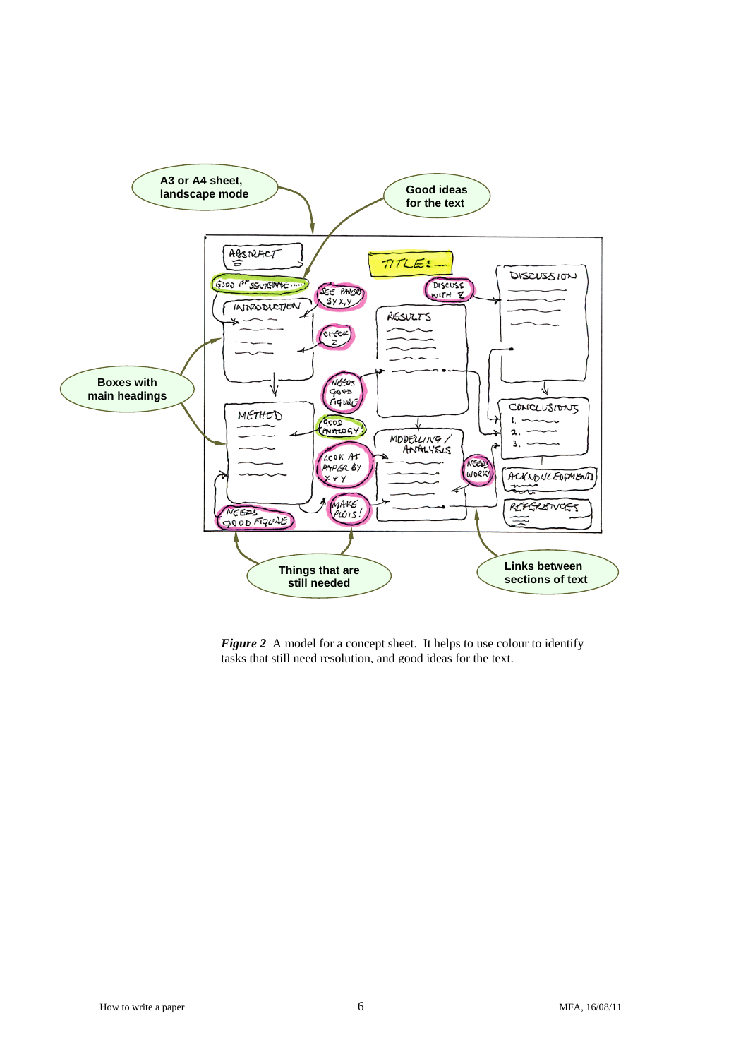A3 or A4 sheet, landscape mode

Good ideas for the text

Boxes with main headings

Things that are still needed

Links between sections of text

*Figure 2* A model for a concept sheet. It helps to use colour to identify tasks that still need resolution, and good ideas for the text.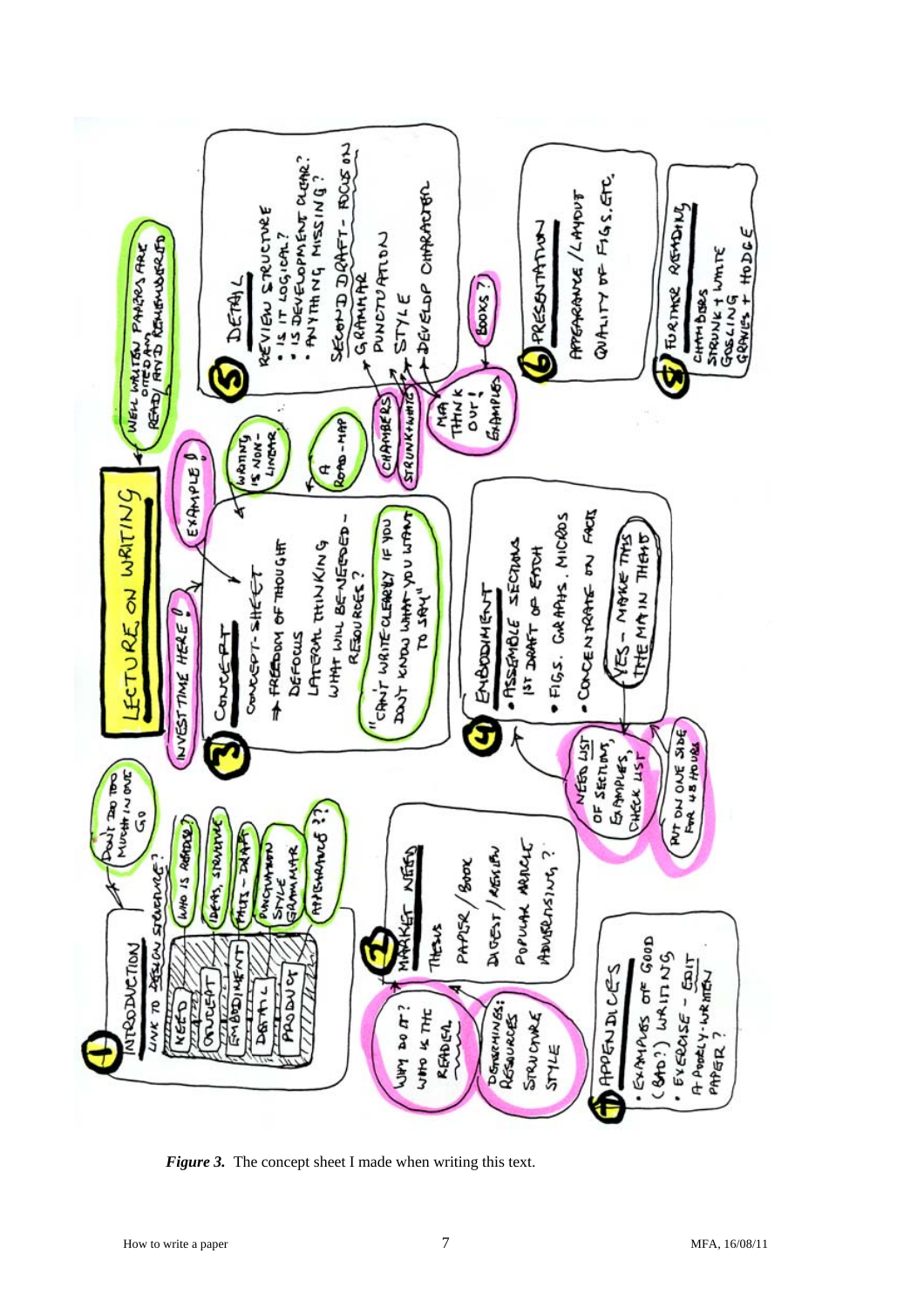***Figure 3.*** The concept sheet I made when writing this text.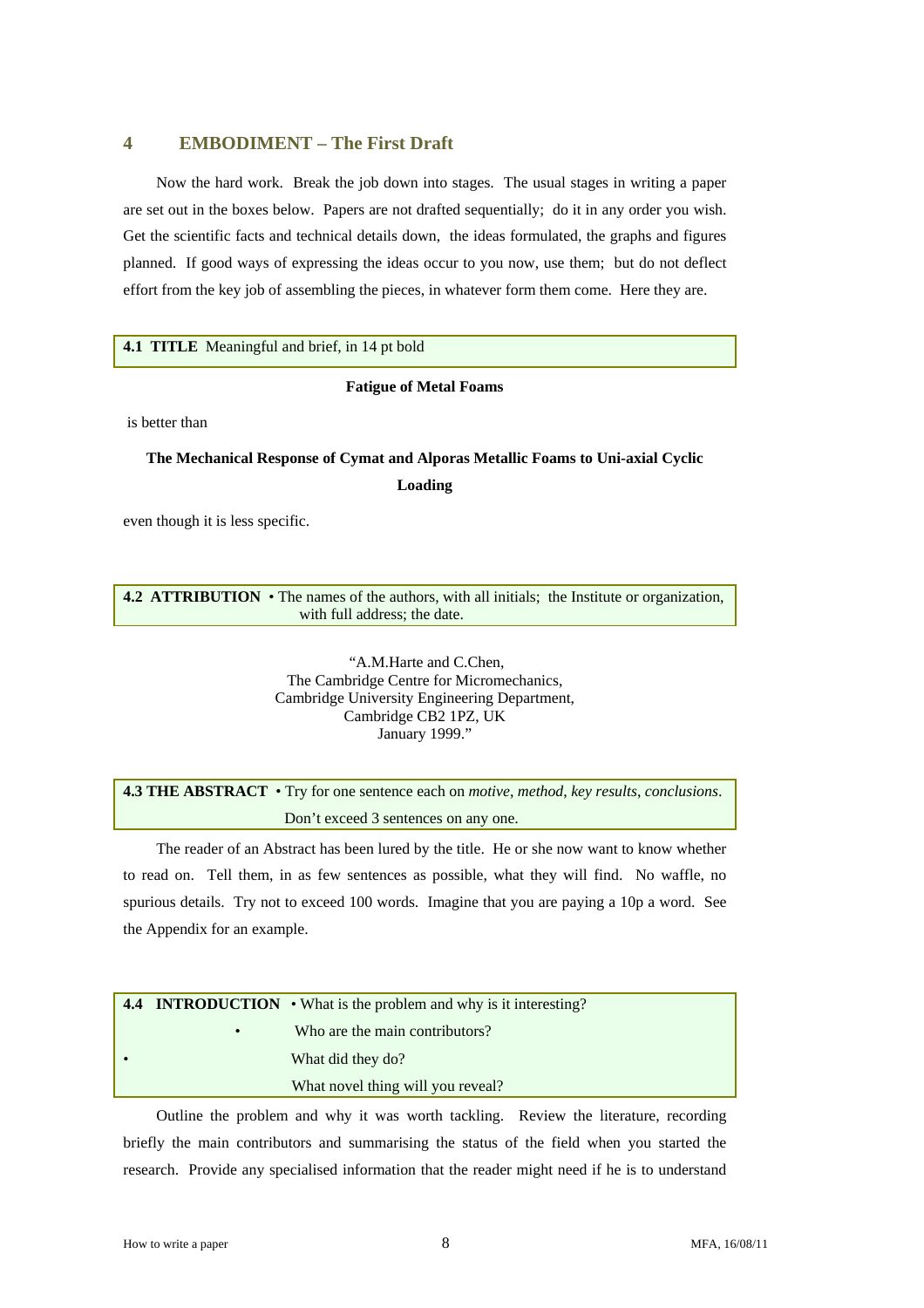## 4 EMBODIMENT – The First Draft

Now the hard work. Break the job down into stages. The usual stages in writing a paper are set out in the boxes below. Papers are not drafted sequentially; do it in any order you wish. Get the scientific facts and technical details down, the ideas formulated, the graphs and figures planned. If good ways of expressing the ideas occur to you now, use them; but do not deflect effort from the key job of assembling the pieces, in whatever form them come. Here they are.

**4.1 TITLE** Meaningful and brief, in 14 pt bold

**Fatigue of Metal Foams**

is better than

**The Mechanical Response of Cymat and Alporas Metallic Foams to Uni-axial Cyclic Loading**

even though it is less specific.

**4.2 ATTRIBUTION** • The names of the authors, with all initials; the Institute or organization, with full address; the date.

"A.M.Harte and C.Chen,
The Cambridge Centre for Micromechanics,
Cambridge University Engineering Department,
Cambridge CB2 1PZ, UK
January 1999."

**4.3 THE ABSTRACT** • Try for one sentence each on *motive*, *method*, *key results*, *conclusions*. Don't exceed 3 sentences on any one.

The reader of an Abstract has been lured by the title. He or she now want to know whether to read on. Tell them, in as few sentences as possible, what they will find. No waffle, no spurious details. Try not to exceed 100 words. Imagine that you are paying a 10p a word. See the Appendix for an example.

**4.4 INTRODUCTION**
- What is the problem and why is it interesting?
- Who are the main contributors?
- What did they do?
- What novel thing will you reveal?

Outline the problem and why it was worth tackling. Review the literature, recording briefly the main contributors and summarising the status of the field when you started the research. Provide any specialised information that the reader might need if he is to understand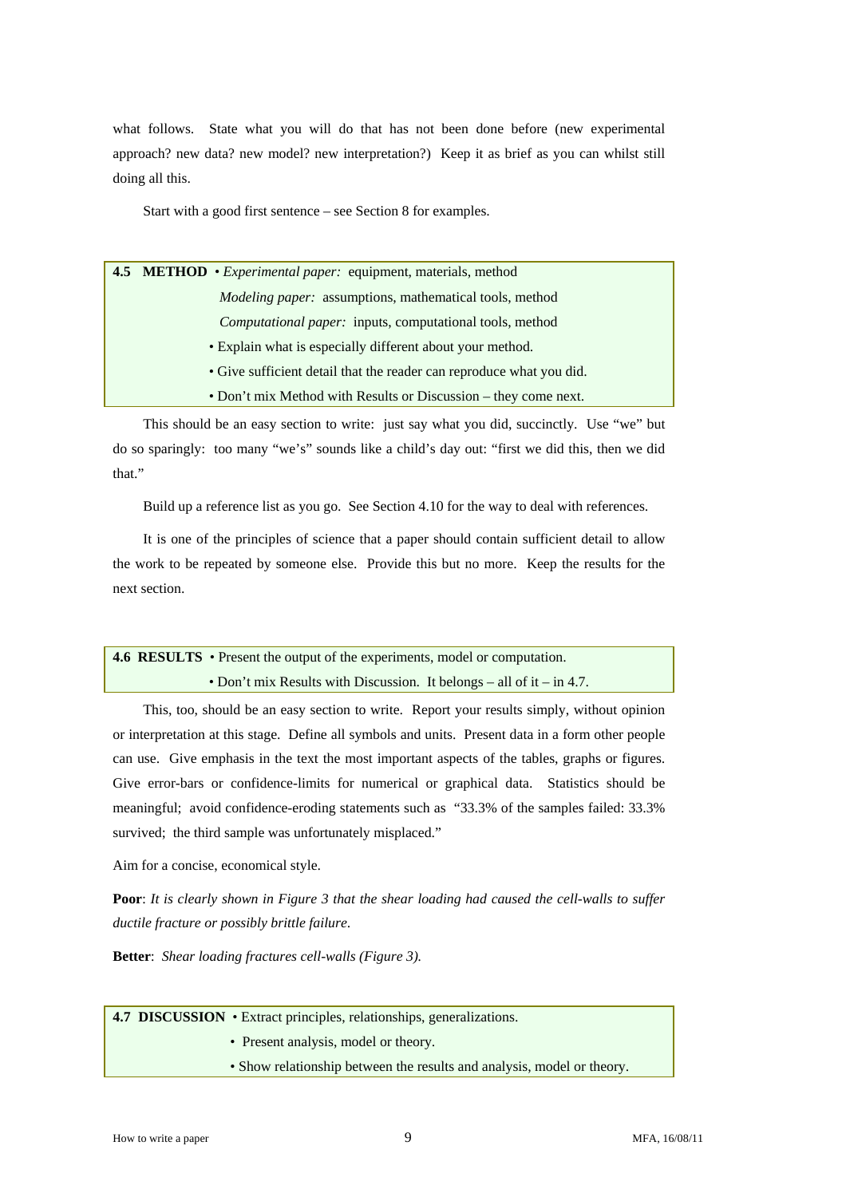what follows. State what you will do that has not been done before (new experimental approach? new data? new model? new interpretation?) Keep it as brief as you can whilst still doing all this.

Start with a good first sentence – see Section 8 for examples.

## 4.5 METHOD

- *Experimental paper:* equipment, materials, method

  *Modeling paper:* assumptions, mathematical tools, method

  *Computational paper:* inputs, computational tools, method
- Explain what is especially different about your method.
- Give sufficient detail that the reader can reproduce what you did.
- Don't mix Method with Results or Discussion – they come next.

This should be an easy section to write: just say what you did, succinctly. Use "we" but do so sparingly: too many "we's" sounds like a child's day out: "first we did this, then we did that."

Build up a reference list as you go. See Section 4.10 for the way to deal with references.

It is one of the principles of science that a paper should contain sufficient detail to allow the work to be repeated by someone else. Provide this but no more. Keep the results for the next section.

## 4.6 RESULTS

- Present the output of the experiments, model or computation.
- Don't mix Results with Discussion. It belongs – all of it – in 4.7.

This, too, should be an easy section to write. Report your results simply, without opinion or interpretation at this stage. Define all symbols and units. Present data in a form other people can use. Give emphasis in the text the most important aspects of the tables, graphs or figures. Give error-bars or confidence-limits for numerical or graphical data. Statistics should be meaningful; avoid confidence-eroding statements such as "33.3% of the samples failed: 33.3% survived; the third sample was unfortunately misplaced."

Aim for a concise, economical style.

**Poor**: *It is clearly shown in Figure 3 that the shear loading had caused the cell-walls to suffer ductile fracture or possibly brittle failure.*

**Better**: *Shear loading fractures cell-walls (Figure 3).*

## 4.7 DISCUSSION

- Extract principles, relationships, generalizations.
- Present analysis, model or theory.
- Show relationship between the results and analysis, model or theory.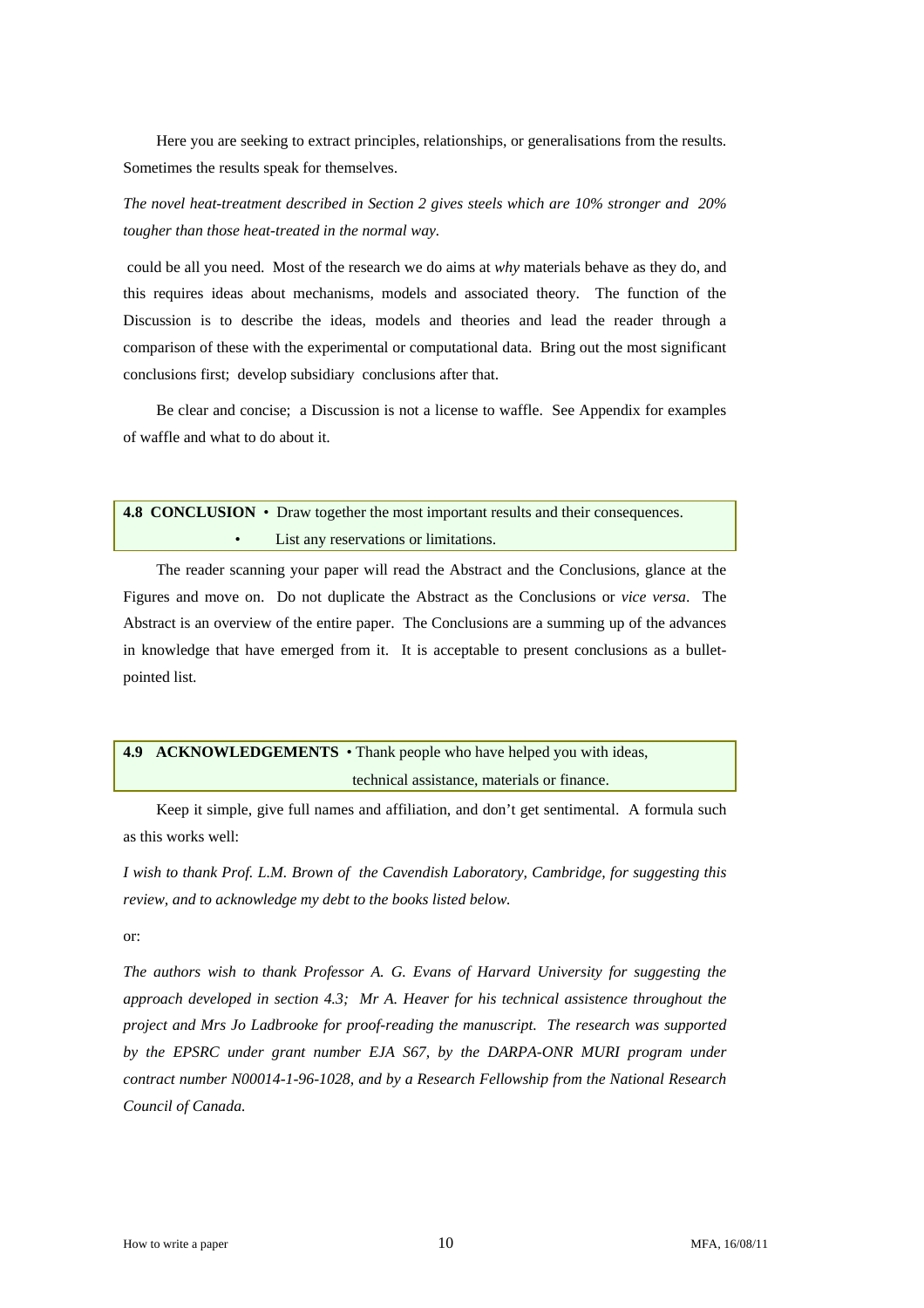Here you are seeking to extract principles, relationships, or generalisations from the results. Sometimes the results speak for themselves.

*The novel heat-treatment described in Section 2 gives steels which are 10% stronger and 20% tougher than those heat-treated in the normal way.*

could be all you need. Most of the research we do aims at *why* materials behave as they do, and this requires ideas about mechanisms, models and associated theory. The function of the Discussion is to describe the ideas, models and theories and lead the reader through a comparison of these with the experimental or computational data. Bring out the most significant conclusions first; develop subsidiary conclusions after that.

Be clear and concise; a Discussion is not a license to waffle. See Appendix for examples of waffle and what to do about it.

**4.8 CONCLUSION** • Draw together the most important results and their consequences.
• List any reservations or limitations.

The reader scanning your paper will read the Abstract and the Conclusions, glance at the Figures and move on. Do not duplicate the Abstract as the Conclusions or *vice versa*. The Abstract is an overview of the entire paper. The Conclusions are a summing up of the advances in knowledge that have emerged from it. It is acceptable to present conclusions as a bullet-pointed list.

**4.9 ACKNOWLEDGEMENTS** • Thank people who have helped you with ideas, technical assistance, materials or finance.

Keep it simple, give full names and affiliation, and don't get sentimental. A formula such as this works well:

*I wish to thank Prof. L.M. Brown of the Cavendish Laboratory, Cambridge, for suggesting this review, and to acknowledge my debt to the books listed below.*

or:

*The authors wish to thank Professor A. G. Evans of Harvard University for suggesting the approach developed in section 4.3; Mr A. Heaver for his technical assistence throughout the project and Mrs Jo Ladbrooke for proof-reading the manuscript. The research was supported by the EPSRC under grant number EJA S67, by the DARPA-ONR MURI program under contract number N00014-1-96-1028, and by a Research Fellowship from the National Research Council of Canada.*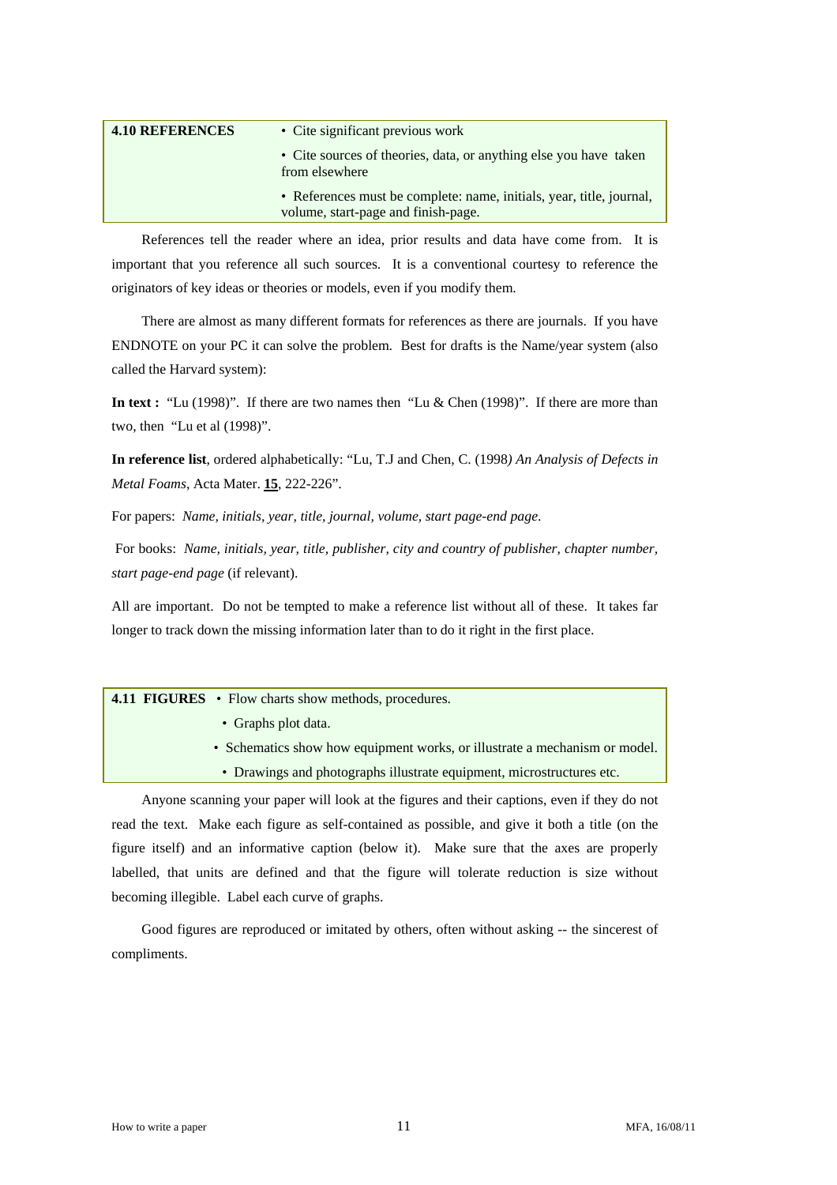| **4.10 REFERENCES** | • Cite significant previous work<br>• Cite sources of theories, data, or anything else you have taken from elsewhere<br>• References must be complete: name, initials, year, title, journal, volume, start-page and finish-page. |
|---|---|

References tell the reader where an idea, prior results and data have come from. It is important that you reference all such sources. It is a conventional courtesy to reference the originators of key ideas or theories or models, even if you modify them.

There are almost as many different formats for references as there are journals. If you have ENDNOTE on your PC it can solve the problem. Best for drafts is the Name/year system (also called the Harvard system):

**In text :** "Lu (1998)". If there are two names then "Lu & Chen (1998)". If there are more than two, then "Lu et al (1998)".

**In reference list**, ordered alphabetically: "Lu, T.J and Chen, C. (1998*) An Analysis of Defects in Metal Foams*, Acta Mater. **15**, 222-226".

For papers: *Name, initials, year, title, journal, volume, start page-end page.*

For books: *Name, initials, year, title, publisher, city and country of publisher, chapter number, start page-end page* (if relevant).

All are important. Do not be tempted to make a reference list without all of these. It takes far longer to track down the missing information later than to do it right in the first place.

| **4.11 FIGURES** | • Flow charts show methods, procedures.<br>• Graphs plot data.<br>• Schematics show how equipment works, or illustrate a mechanism or model.<br>• Drawings and photographs illustrate equipment, microstructures etc. |
|---|---|

Anyone scanning your paper will look at the figures and their captions, even if they do not read the text. Make each figure as self-contained as possible, and give it both a title (on the figure itself) and an informative caption (below it). Make sure that the axes are properly labelled, that units are defined and that the figure will tolerate reduction is size without becoming illegible. Label each curve of graphs.

Good figures are reproduced or imitated by others, often without asking -- the sincerest of compliments.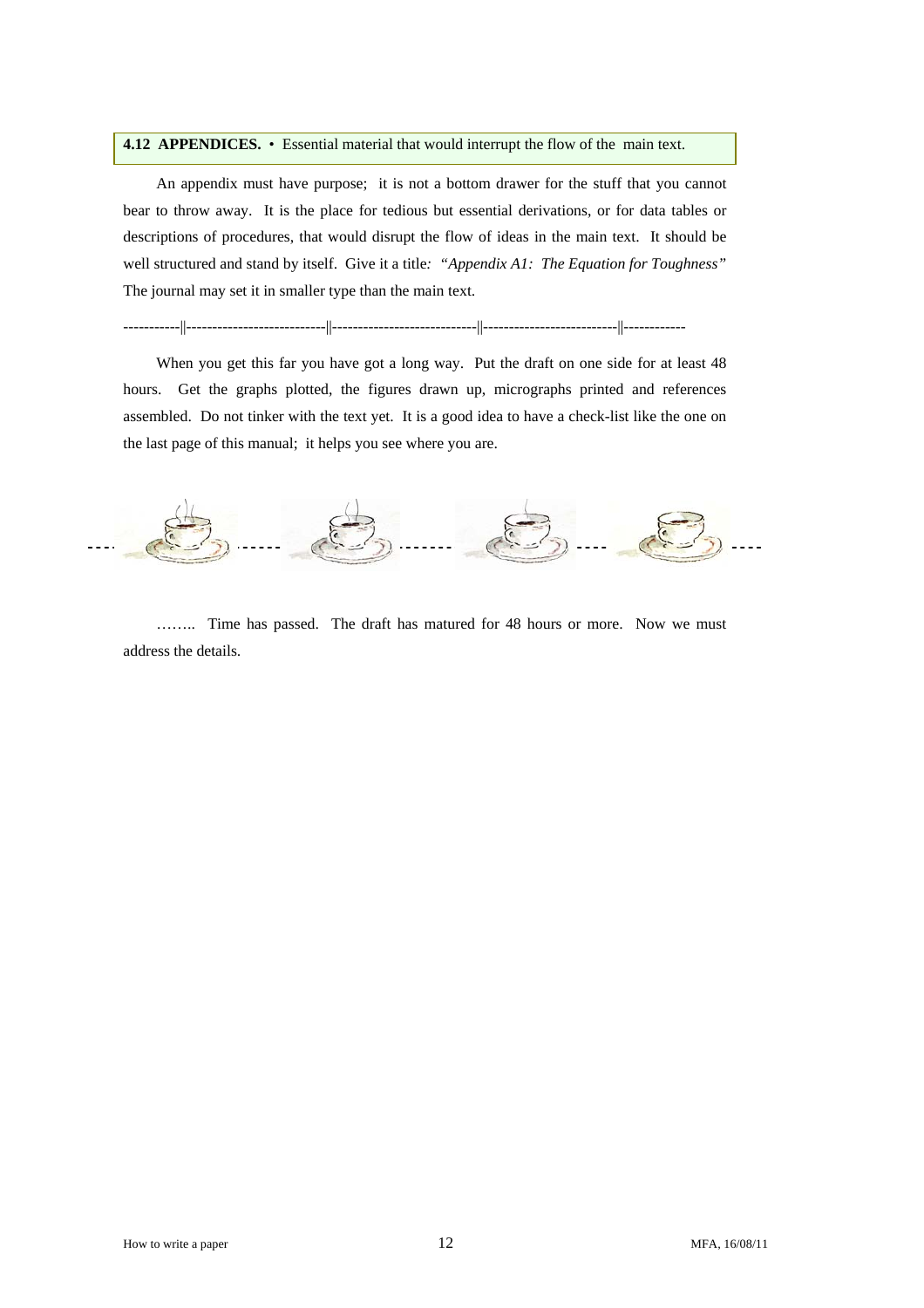**4.12 APPENDICES.** • Essential material that would interrupt the flow of the main text.

An appendix must have purpose; it is not a bottom drawer for the stuff that you cannot bear to throw away. It is the place for tedious but essential derivations, or for data tables or descriptions of procedures, that would disrupt the flow of ideas in the main text. It should be well structured and stand by itself. Give it a title*: "Appendix A1: The Equation for Toughness"* The journal may set it in smaller type than the main text.

-----------||---------------------------||----------------------------||-------------------------||------------

When you get this far you have got a long way. Put the draft on one side for at least 48 hours. Get the graphs plotted, the figures drawn up, micrographs printed and references assembled. Do not tinker with the text yet. It is a good idea to have a check-list like the one on the last page of this manual; it helps you see where you are.

…….. Time has passed. The draft has matured for 48 hours or more. Now we must address the details.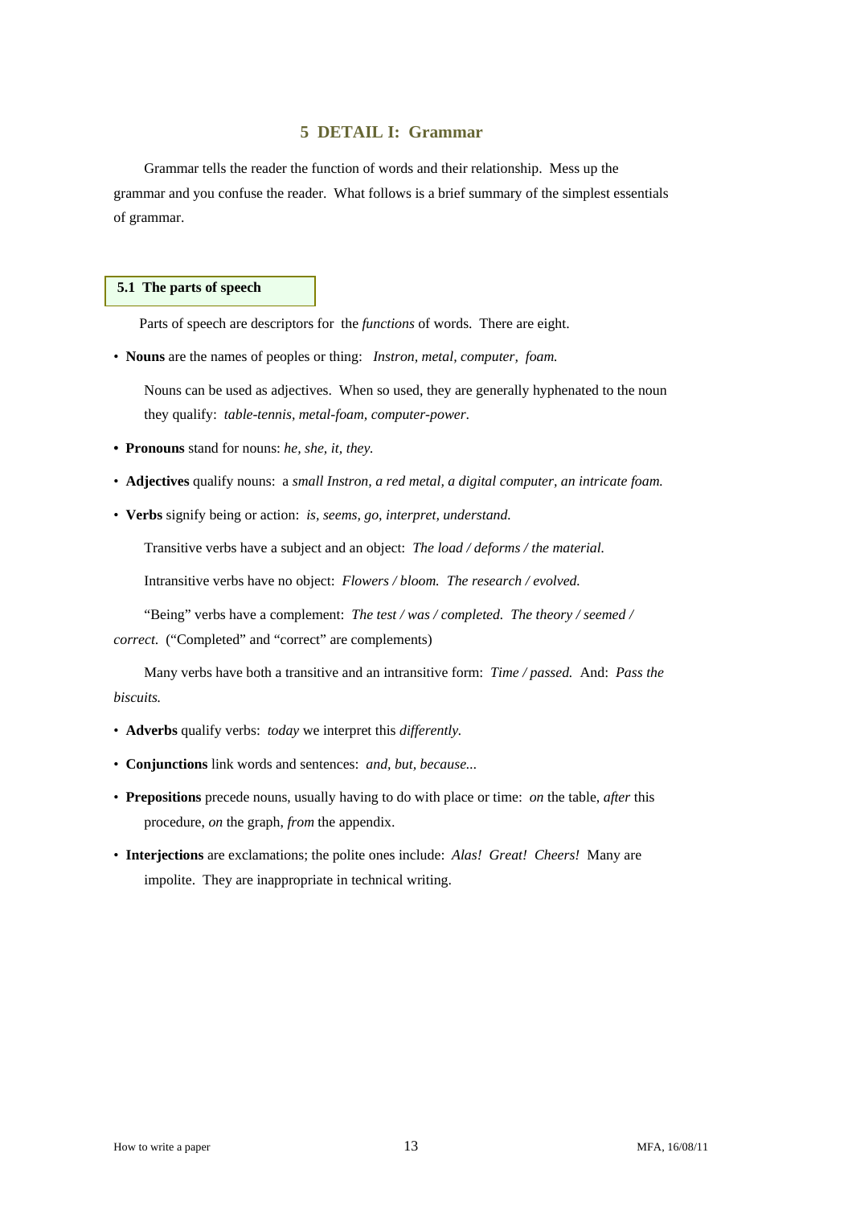# 5 DETAIL I: Grammar

Grammar tells the reader the function of words and their relationship. Mess up the grammar and you confuse the reader. What follows is a brief summary of the simplest essentials of grammar.

## 5.1 The parts of speech

Parts of speech are descriptors for the *functions* of words. There are eight.

- **Nouns** are the names of peoples or thing: *Instron, metal, computer, foam.*

  Nouns can be used as adjectives. When so used, they are generally hyphenated to the noun they qualify: *table-tennis, metal-foam, computer-power*.

- **Pronouns** stand for nouns: *he, she, it, they.*

- **Adjectives** qualify nouns: a *small Instron, a red metal, a digital computer, an intricate foam.*

- **Verbs** signify being or action: *is, seems, go, interpret, understand.*

  Transitive verbs have a subject and an object: *The load / deforms / the material.*

  Intransitive verbs have no object: *Flowers / bloom. The research / evolved.*

  "Being" verbs have a complement: *The test / was / completed. The theory / seemed / correct.* ("Completed" and "correct" are complements)

  Many verbs have both a transitive and an intransitive form: *Time / passed.* And: *Pass the biscuits.*

- **Adverbs** qualify verbs: *today* we interpret this *differently.*

- **Conjunctions** link words and sentences: *and, but, because...*

- **Prepositions** precede nouns, usually having to do with place or time: *on* the table, *after* this procedure, *on* the graph, *from* the appendix.

- **Interjections** are exclamations; the polite ones include: *Alas! Great! Cheers!* Many are impolite. They are inappropriate in technical writing.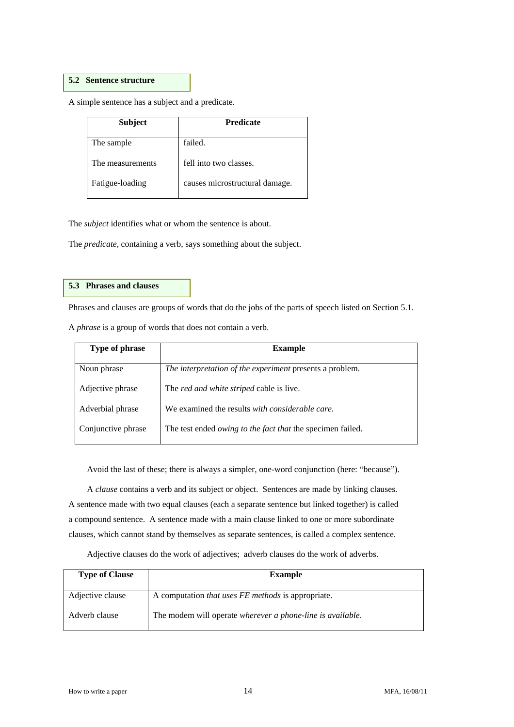## 5.2 Sentence structure

A simple sentence has a subject and a predicate.

| Subject | Predicate |
|---|---|
| The sample | failed. |
| The measurements | fell into two classes. |
| Fatigue-loading | causes microstructural damage. |

The *subject* identifies what or whom the sentence is about.

The *predicate*, containing a verb, says something about the subject.

## 5.3 Phrases and clauses

Phrases and clauses are groups of words that do the jobs of the parts of speech listed on Section 5.1.

A *phrase* is a group of words that does not contain a verb.

| Type of phrase | Example |
|---|---|
| Noun phrase | *The interpretation of the experiment* presents a problem. |
| Adjective phrase | The *red and white striped* cable is live. |
| Adverbial phrase | We examined the results *with considerable care.* |
| Conjunctive phrase | The test ended *owing to the fact that* the specimen failed. |

Avoid the last of these; there is always a simpler, one-word conjunction (here: "because").

A *clause* contains a verb and its subject or object. Sentences are made by linking clauses. A sentence made with two equal clauses (each a separate sentence but linked together) is called a compound sentence. A sentence made with a main clause linked to one or more subordinate clauses, which cannot stand by themselves as separate sentences, is called a complex sentence.

Adjective clauses do the work of adjectives; adverb clauses do the work of adverbs.

| Type of Clause | Example |
|---|---|
| Adjective clause | A computation *that uses FE methods* is appropriate. |
| Adverb clause | The modem will operate *wherever a phone-line is available*. |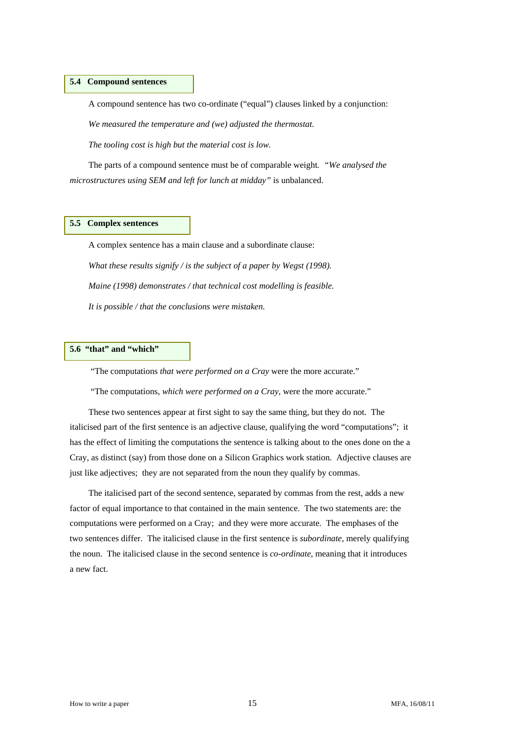### 5.4 Compound sentences

A compound sentence has two co-ordinate ("equal") clauses linked by a conjunction:

*We measured the temperature and (we) adjusted the thermostat.*

*The tooling cost is high but the material cost is low.*

The parts of a compound sentence must be of comparable weight. *"We analysed the microstructures using SEM and left for lunch at midday"* is unbalanced.

### 5.5 Complex sentences

A complex sentence has a main clause and a subordinate clause:

*What these results signify / is the subject of a paper by Wegst (1998).*

*Maine (1998) demonstrates / that technical cost modelling is feasible.*

*It is possible / that the conclusions were mistaken.*

### 5.6 "that" and "which"

"The computations *that were performed on a Cray* were the more accurate."

"The computations, *which were performed on a Cray*, were the more accurate."

These two sentences appear at first sight to say the same thing, but they do not. The italicised part of the first sentence is an adjective clause, qualifying the word "computations"; it has the effect of limiting the computations the sentence is talking about to the ones done on the a Cray, as distinct (say) from those done on a Silicon Graphics work station. Adjective clauses are just like adjectives; they are not separated from the noun they qualify by commas.

The italicised part of the second sentence, separated by commas from the rest, adds a new factor of equal importance to that contained in the main sentence. The two statements are: the computations were performed on a Cray; and they were more accurate. The emphases of the two sentences differ. The italicised clause in the first sentence is *subordinate*, merely qualifying the noun. The italicised clause in the second sentence is *co-ordinate*, meaning that it introduces a new fact.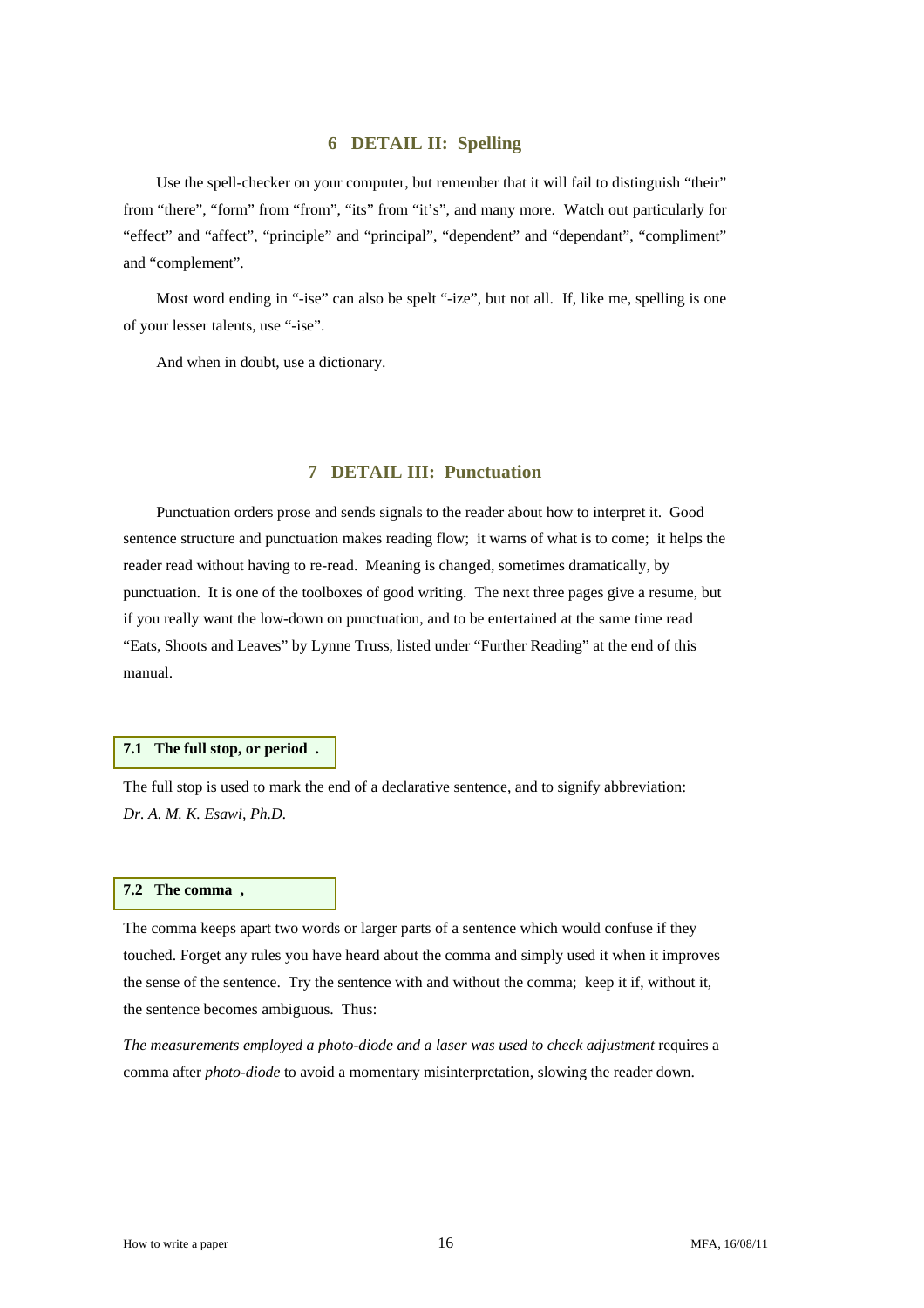## 6 DETAIL II: Spelling

Use the spell-checker on your computer, but remember that it will fail to distinguish “their” from “there”, “form” from “from”, “its” from “it’s”, and many more. Watch out particularly for “effect” and “affect”, “principle” and “principal”, “dependent” and “dependant”, “compliment” and “complement”.

Most word ending in “-ise” can also be spelt “-ize”, but not all. If, like me, spelling is one of your lesser talents, use “-ise”.

And when in doubt, use a dictionary.

## 7 DETAIL III: Punctuation

Punctuation orders prose and sends signals to the reader about how to interpret it. Good sentence structure and punctuation makes reading flow; it warns of what is to come; it helps the reader read without having to re-read. Meaning is changed, sometimes dramatically, by punctuation. It is one of the toolboxes of good writing. The next three pages give a resume, but if you really want the low-down on punctuation, and to be entertained at the same time read “Eats, Shoots and Leaves” by Lynne Truss, listed under “Further Reading” at the end of this manual.

### 7.1 The full stop, or period .

The full stop is used to mark the end of a declarative sentence, and to signify abbreviation: *Dr. A. M. K. Esawi, Ph.D.*

### 7.2 The comma ,

The comma keeps apart two words or larger parts of a sentence which would confuse if they touched. Forget any rules you have heard about the comma and simply used it when it improves the sense of the sentence. Try the sentence with and without the comma; keep it if, without it, the sentence becomes ambiguous. Thus:

*The measurements employed a photo-diode and a laser was used to check adjustment* requires a comma after *photo-diode* to avoid a momentary misinterpretation, slowing the reader down.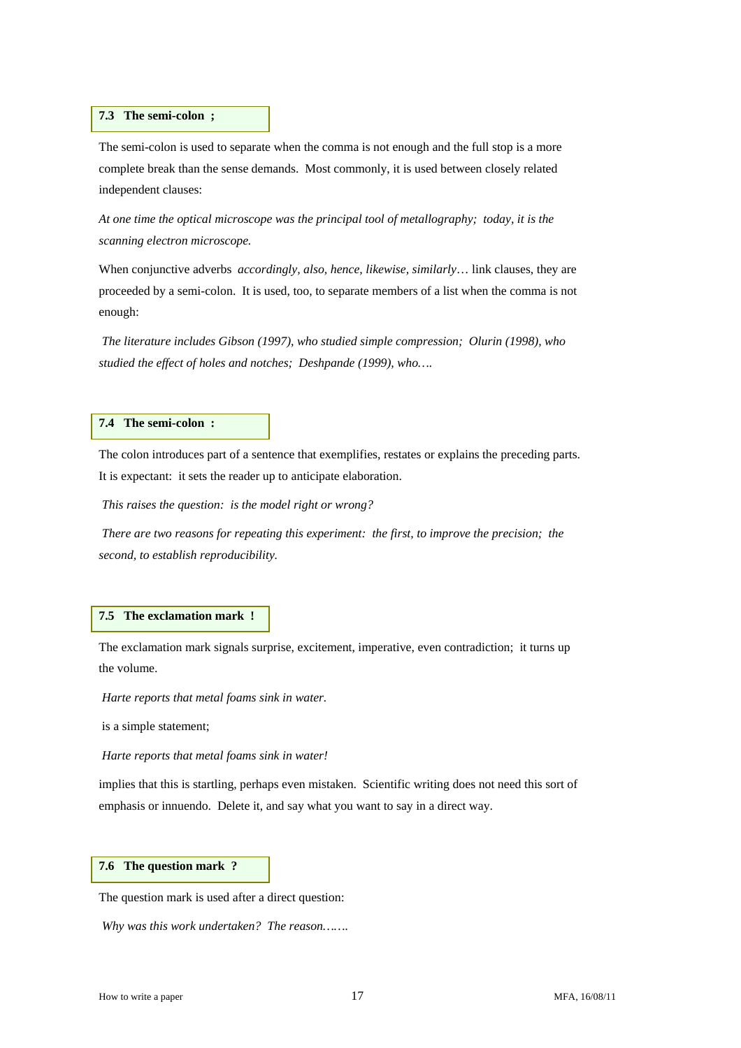### 7.3 The semi-colon ;

The semi-colon is used to separate when the comma is not enough and the full stop is a more complete break than the sense demands. Most commonly, it is used between closely related independent clauses:

*At one time the optical microscope was the principal tool of metallography; today, it is the scanning electron microscope.*

When conjunctive adverbs *accordingly, also, hence, likewise, similarly*… link clauses, they are proceeded by a semi-colon. It is used, too, to separate members of a list when the comma is not enough:

*The literature includes Gibson (1997), who studied simple compression; Olurin (1998), who studied the effect of holes and notches; Deshpande (1999), who….*

### 7.4 The semi-colon :

The colon introduces part of a sentence that exemplifies, restates or explains the preceding parts. It is expectant: it sets the reader up to anticipate elaboration.

*This raises the question: is the model right or wrong?*

*There are two reasons for repeating this experiment: the first, to improve the precision; the second, to establish reproducibility.*

### 7.5 The exclamation mark !

The exclamation mark signals surprise, excitement, imperative, even contradiction; it turns up the volume.

*Harte reports that metal foams sink in water.*

is a simple statement;

*Harte reports that metal foams sink in water!*

implies that this is startling, perhaps even mistaken. Scientific writing does not need this sort of emphasis or innuendo. Delete it, and say what you want to say in a direct way.

### 7.6 The question mark ?

The question mark is used after a direct question:

*Why was this work undertaken? The reason…….*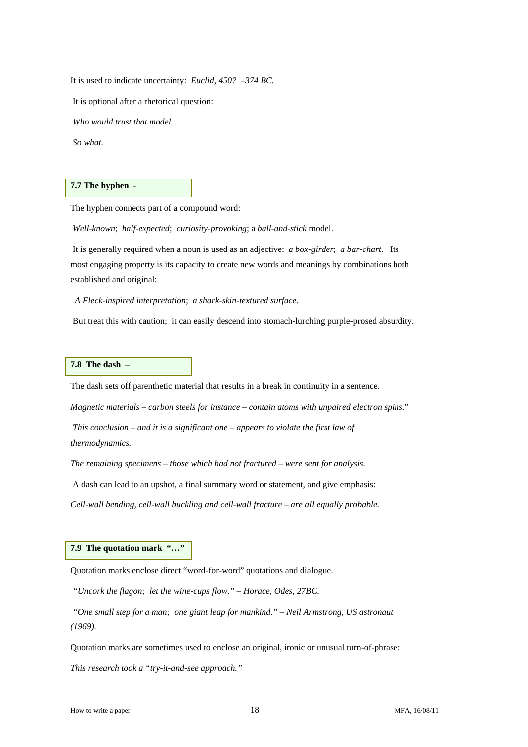It is used to indicate uncertainty: *Euclid, 450? –374 BC.*

It is optional after a rhetorical question:

*Who would trust that model.*

*So what.*

### 7.7 The hyphen -

The hyphen connects part of a compound word:

*Well-known*; *half-expected*; *curiosity-provoking*; a *ball-and-stick* model.

It is generally required when a noun is used as an adjective: *a box-girder*; *a bar-chart*. Its most engaging property is its capacity to create new words and meanings by combinations both established and original:

*A Fleck-inspired interpretation*; *a shark-skin-textured surface*.

But treat this with caution; it can easily descend into stomach-lurching purple-prosed absurdity.

### 7.8 The dash –

The dash sets off parenthetic material that results in a break in continuity in a sentence.

*Magnetic materials – carbon steels for instance – contain atoms with unpaired electron spins*."

*This conclusion – and it is a significant one – appears to violate the first law of thermodynamics.*

*The remaining specimens – those which had not fractured – were sent for analysis.*

A dash can lead to an upshot, a final summary word or statement, and give emphasis:

*Cell-wall bending, cell-wall buckling and cell-wall fracture – are all equally probable.*

### 7.9 The quotation mark "…"

Quotation marks enclose direct "word-for-word" quotations and dialogue.

*"Uncork the flagon; let the wine-cups flow." – Horace, Odes, 27BC.*

*"One small step for a man; one giant leap for mankind." – Neil Armstrong, US astronaut (1969).*

Quotation marks are sometimes used to enclose an original, ironic or unusual turn-of-phrase:

*This research took a "try-it-and-see approach."*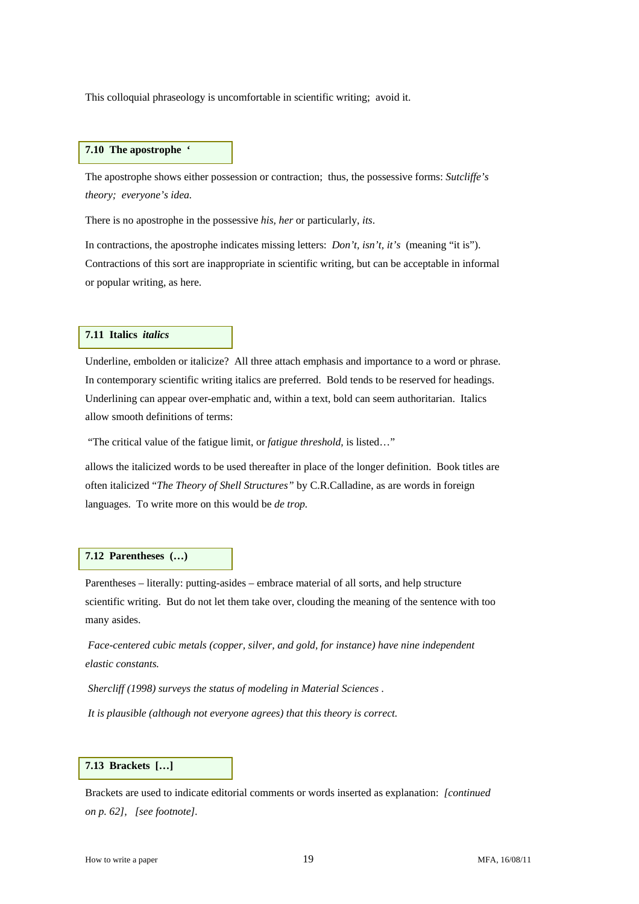This colloquial phraseology is uncomfortable in scientific writing; avoid it.

### 7.10 The apostrophe ‘

The apostrophe shows either possession or contraction; thus, the possessive forms: *Sutcliffe’s theory; everyone’s idea.*

There is no apostrophe in the possessive *his, her* or particularly, *its*.

In contractions, the apostrophe indicates missing letters: *Don’t, isn’t, it’s* (meaning “it is”). Contractions of this sort are inappropriate in scientific writing, but can be acceptable in informal or popular writing, as here.

### 7.11 Italics *italics*

Underline, embolden or italicize? All three attach emphasis and importance to a word or phrase. In contemporary scientific writing italics are preferred. Bold tends to be reserved for headings. Underlining can appear over-emphatic and, within a text, bold can seem authoritarian. Italics allow smooth definitions of terms:

“The critical value of the fatigue limit, or *fatigue threshold,* is listed…”

allows the italicized words to be used thereafter in place of the longer definition. Book titles are often italicized “*The Theory of Shell Structures”* by C.R.Calladine, as are words in foreign languages. To write more on this would be *de trop.*

### 7.12 Parentheses (…)

Parentheses – literally: putting-asides – embrace material of all sorts, and help structure scientific writing. But do not let them take over, clouding the meaning of the sentence with too many asides.

*Face-centered cubic metals (copper, silver, and gold, for instance) have nine independent elastic constants.*

*Shercliff (1998) surveys the status of modeling in Material Sciences .*

*It is plausible (although not everyone agrees) that this theory is correct.*

### 7.13 Brackets […]

Brackets are used to indicate editorial comments or words inserted as explanation: *[continued on p. 62], [see footnote].*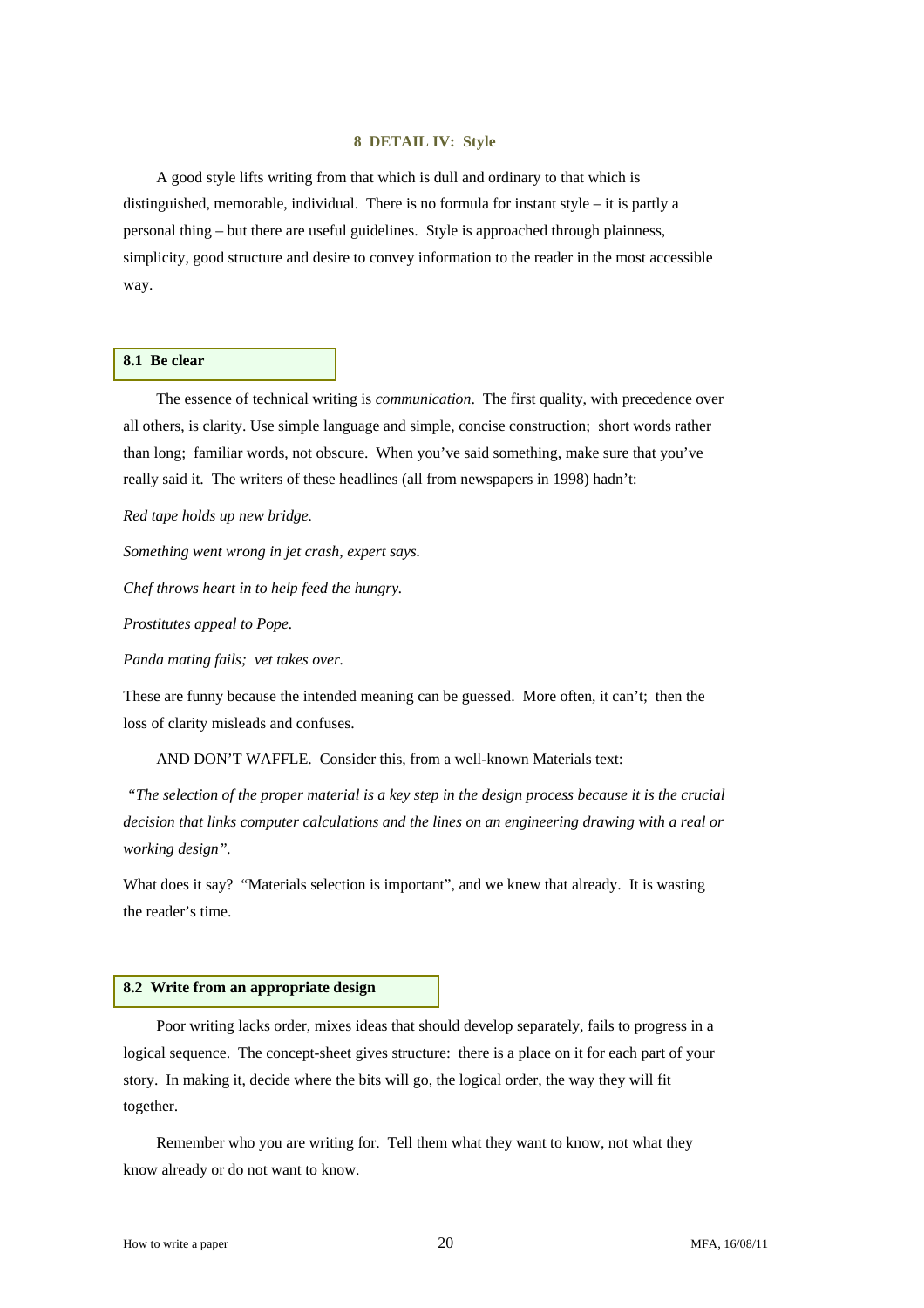## 8 DETAIL IV: Style

A good style lifts writing from that which is dull and ordinary to that which is distinguished, memorable, individual. There is no formula for instant style – it is partly a personal thing – but there are useful guidelines. Style is approached through plainness, simplicity, good structure and desire to convey information to the reader in the most accessible way.

### 8.1 Be clear

The essence of technical writing is *communication*. The first quality, with precedence over all others, is clarity. Use simple language and simple, concise construction; short words rather than long; familiar words, not obscure. When you've said something, make sure that you've really said it. The writers of these headlines (all from newspapers in 1998) hadn't:

*Red tape holds up new bridge.*

*Something went wrong in jet crash, expert says.*

*Chef throws heart in to help feed the hungry.*

*Prostitutes appeal to Pope.*

*Panda mating fails; vet takes over.*

These are funny because the intended meaning can be guessed. More often, it can't; then the loss of clarity misleads and confuses.

AND DON'T WAFFLE. Consider this, from a well-known Materials text:

*"The selection of the proper material is a key step in the design process because it is the crucial decision that links computer calculations and the lines on an engineering drawing with a real or working design".*

What does it say? "Materials selection is important", and we knew that already. It is wasting the reader's time.

### 8.2 Write from an appropriate design

Poor writing lacks order, mixes ideas that should develop separately, fails to progress in a logical sequence. The concept-sheet gives structure: there is a place on it for each part of your story. In making it, decide where the bits will go, the logical order, the way they will fit together.

Remember who you are writing for. Tell them what they want to know, not what they know already or do not want to know.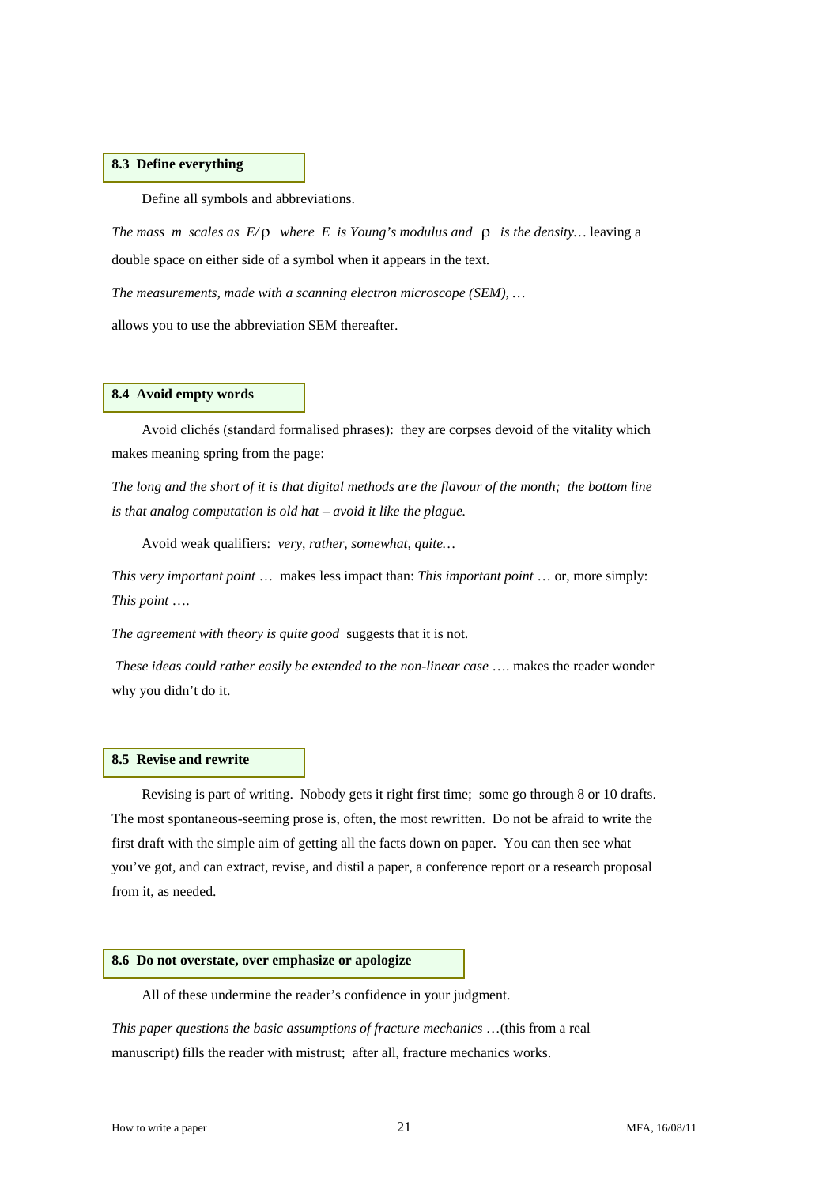### 8.3 Define everything

Define all symbols and abbreviations.

*The mass  $m$  scales as  $E/\rho$  where  $E$  is Young's modulus and  $\rho$  is the density…* leaving a double space on either side of a symbol when it appears in the text.

*The measurements, made with a scanning electron microscope (SEM), …*

allows you to use the abbreviation SEM thereafter.

### 8.4 Avoid empty words

Avoid clichés (standard formalised phrases): they are corpses devoid of the vitality which makes meaning spring from the page:

*The long and the short of it is that digital methods are the flavour of the month; the bottom line is that analog computation is old hat – avoid it like the plague.*

Avoid weak qualifiers: *very, rather, somewhat, quite…*

*This very important point …* makes less impact than: *This important point …* or, more simply: *This point ….*

*The agreement with theory is quite good* suggests that it is not.

*These ideas could rather easily be extended to the non-linear case ….* makes the reader wonder why you didn't do it.

### 8.5 Revise and rewrite

Revising is part of writing. Nobody gets it right first time; some go through 8 or 10 drafts. The most spontaneous-seeming prose is, often, the most rewritten. Do not be afraid to write the first draft with the simple aim of getting all the facts down on paper. You can then see what you've got, and can extract, revise, and distil a paper, a conference report or a research proposal from it, as needed.

### 8.6 Do not overstate, over emphasize or apologize

All of these undermine the reader's confidence in your judgment.

*This paper questions the basic assumptions of fracture mechanics …*(this from a real manuscript) fills the reader with mistrust; after all, fracture mechanics works.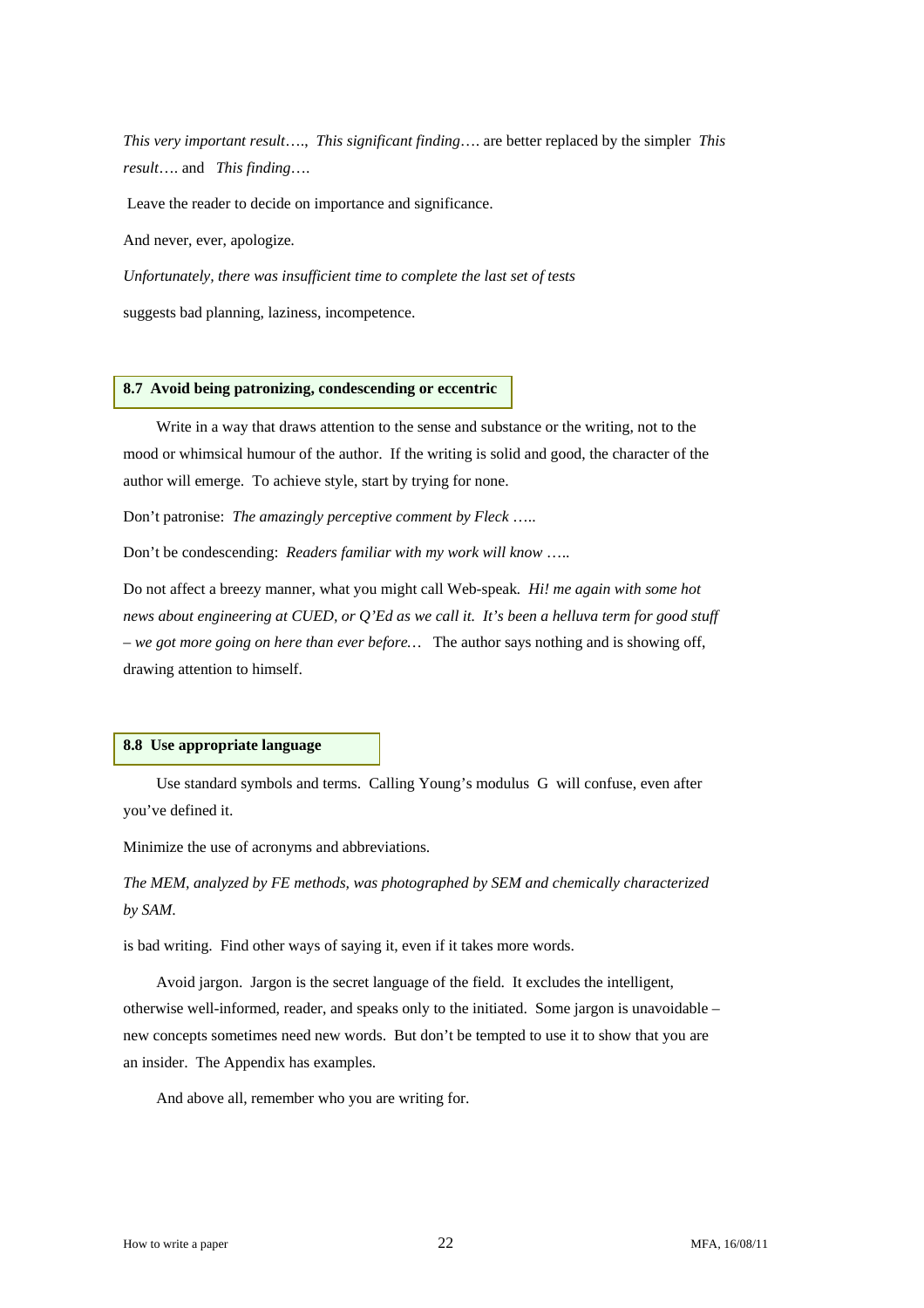*This very important result*…., *This significant finding*…. are better replaced by the simpler *This result*…. and *This finding*….

Leave the reader to decide on importance and significance.

And never, ever, apologize.

*Unfortunately, there was insufficient time to complete the last set of tests*

suggests bad planning, laziness, incompetence.

### 8.7 Avoid being patronizing, condescending or eccentric

Write in a way that draws attention to the sense and substance or the writing, not to the mood or whimsical humour of the author. If the writing is solid and good, the character of the author will emerge. To achieve style, start by trying for none.

Don't patronise: *The amazingly perceptive comment by Fleck …..*

Don't be condescending: *Readers familiar with my work will know …..*

Do not affect a breezy manner, what you might call Web-speak. *Hi! me again with some hot news about engineering at CUED, or Q'Ed as we call it. It's been a helluva term for good stuff – we got more going on here than ever before…* The author says nothing and is showing off, drawing attention to himself.

### 8.8 Use appropriate language

Use standard symbols and terms. Calling Young's modulus G will confuse, even after you've defined it.

Minimize the use of acronyms and abbreviations.

*The MEM, analyzed by FE methods, was photographed by SEM and chemically characterized by SAM.*

is bad writing. Find other ways of saying it, even if it takes more words.

Avoid jargon. Jargon is the secret language of the field. It excludes the intelligent, otherwise well-informed, reader, and speaks only to the initiated. Some jargon is unavoidable – new concepts sometimes need new words. But don't be tempted to use it to show that you are an insider. The Appendix has examples.

And above all, remember who you are writing for.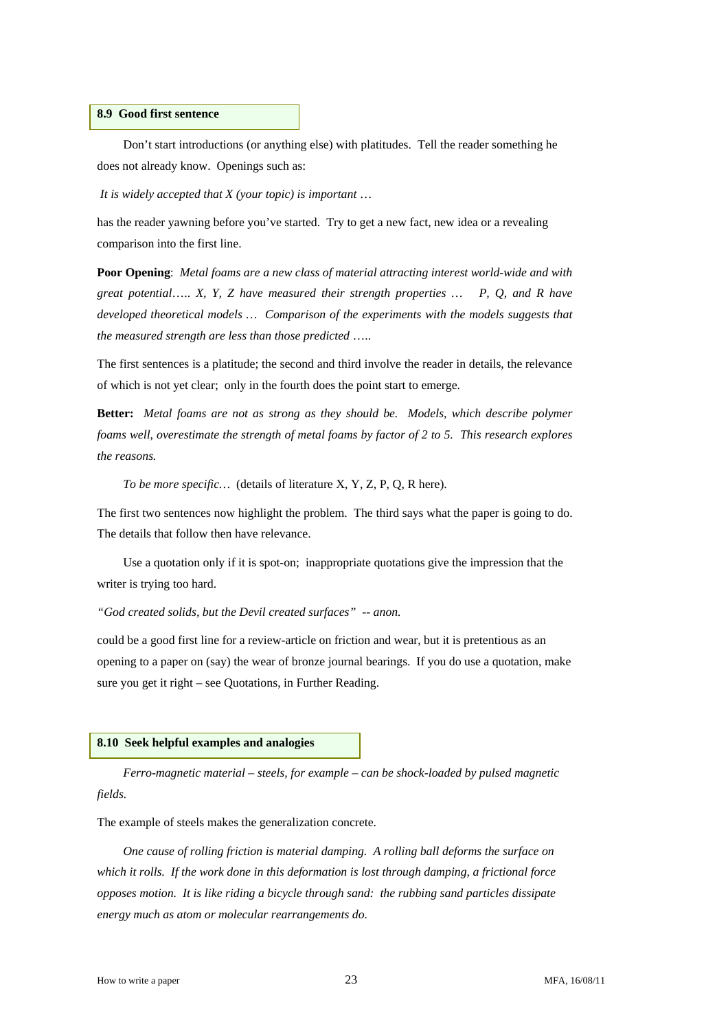### 8.9 Good first sentence

Don't start introductions (or anything else) with platitudes. Tell the reader something he does not already know. Openings such as:

*It is widely accepted that X (your topic) is important …*

has the reader yawning before you've started. Try to get a new fact, new idea or a revealing comparison into the first line.

**Poor Opening**: *Metal foams are a new class of material attracting interest world-wide and with great potential….. X, Y, Z have measured their strength properties … P, Q, and R have developed theoretical models … Comparison of the experiments with the models suggests that the measured strength are less than those predicted …..*

The first sentences is a platitude; the second and third involve the reader in details, the relevance of which is not yet clear; only in the fourth does the point start to emerge.

**Better:** *Metal foams are not as strong as they should be. Models, which describe polymer foams well, overestimate the strength of metal foams by factor of 2 to 5. This research explores the reasons.*

*To be more specific…* (details of literature X, Y, Z, P, Q, R here).

The first two sentences now highlight the problem. The third says what the paper is going to do. The details that follow then have relevance.

Use a quotation only if it is spot-on; inappropriate quotations give the impression that the writer is trying too hard.

*"God created solids, but the Devil created surfaces" -- anon.*

could be a good first line for a review-article on friction and wear, but it is pretentious as an opening to a paper on (say) the wear of bronze journal bearings. If you do use a quotation, make sure you get it right – see Quotations, in Further Reading.

### 8.10 Seek helpful examples and analogies

*Ferro-magnetic material – steels, for example – can be shock-loaded by pulsed magnetic fields.*

The example of steels makes the generalization concrete.

*One cause of rolling friction is material damping. A rolling ball deforms the surface on which it rolls. If the work done in this deformation is lost through damping, a frictional force opposes motion. It is like riding a bicycle through sand: the rubbing sand particles dissipate energy much as atom or molecular rearrangements do.*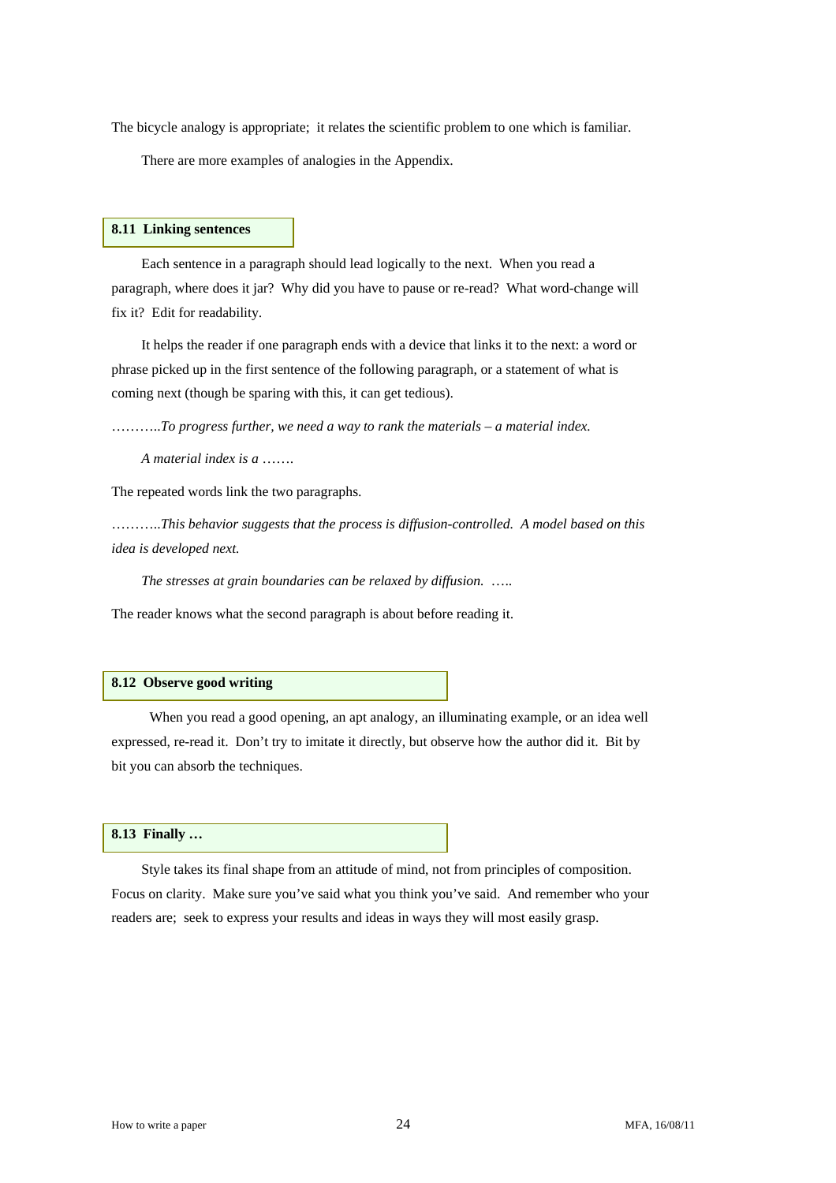The bicycle analogy is appropriate; it relates the scientific problem to one which is familiar.

There are more examples of analogies in the Appendix.

### 8.11 Linking sentences

Each sentence in a paragraph should lead logically to the next. When you read a paragraph, where does it jar? Why did you have to pause or re-read? What word-change will fix it? Edit for readability.

It helps the reader if one paragraph ends with a device that links it to the next: a word or phrase picked up in the first sentence of the following paragraph, or a statement of what is coming next (though be sparing with this, it can get tedious).

………..*To progress further, we need a way to rank the materials – a material index.*

*A material index is a …….*

The repeated words link the two paragraphs.

………..*This behavior suggests that the process is diffusion-controlled. A model based on this idea is developed next.*

*The stresses at grain boundaries can be relaxed by diffusion.* …..

The reader knows what the second paragraph is about before reading it.

### 8.12 Observe good writing

When you read a good opening, an apt analogy, an illuminating example, or an idea well expressed, re-read it. Don't try to imitate it directly, but observe how the author did it. Bit by bit you can absorb the techniques.

### 8.13 Finally …

Style takes its final shape from an attitude of mind, not from principles of composition. Focus on clarity. Make sure you've said what you think you've said. And remember who your readers are; seek to express your results and ideas in ways they will most easily grasp.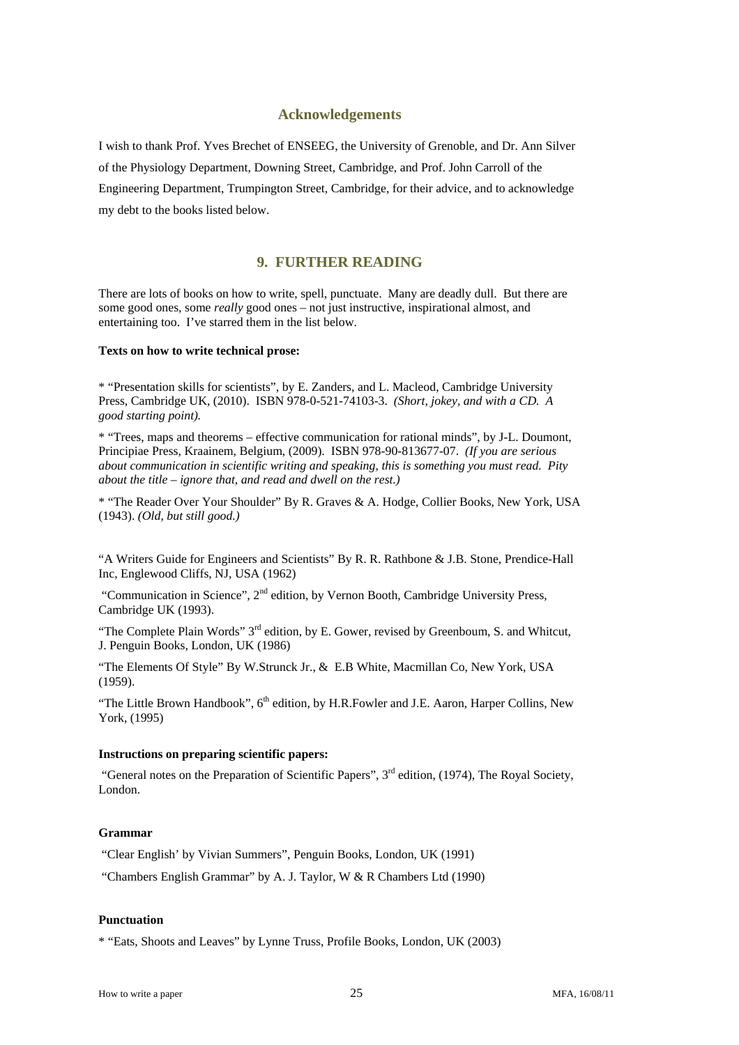## Acknowledgements

I wish to thank Prof. Yves Brechet of ENSEEG, the University of Grenoble, and Dr. Ann Silver of the Physiology Department, Downing Street, Cambridge, and Prof. John Carroll of the Engineering Department, Trumpington Street, Cambridge, for their advice, and to acknowledge my debt to the books listed below.

## 9. FURTHER READING

There are lots of books on how to write, spell, punctuate. Many are deadly dull. But there are some good ones, some *really* good ones – not just instructive, inspirational almost, and entertaining too. I've starred them in the list below.

**Texts on how to write technical prose:**

* "Presentation skills for scientists", by E. Zanders, and L. Macleod, Cambridge University Press, Cambridge UK, (2010). ISBN 978-0-521-74103-3. *(Short, jokey, and with a CD. A good starting point).*

* "Trees, maps and theorems – effective communication for rational minds", by J-L. Doumont, Principiae Press, Kraainem, Belgium, (2009). ISBN 978-90-813677-07. *(If you are serious about communication in scientific writing and speaking, this is something you must read. Pity about the title – ignore that, and read and dwell on the rest.)*

* "The Reader Over Your Shoulder" By R. Graves & A. Hodge, Collier Books, New York, USA (1943). *(Old, but still good.)*

"A Writers Guide for Engineers and Scientists" By R. R. Rathbone & J.B. Stone, Prendice-Hall Inc, Englewood Cliffs, NJ, USA (1962)

"Communication in Science", 2nd edition, by Vernon Booth, Cambridge University Press, Cambridge UK (1993).

"The Complete Plain Words" 3rd edition, by E. Gower, revised by Greenboum, S. and Whitcut, J. Penguin Books, London, UK (1986)

"The Elements Of Style" By W.Strunck Jr., & E.B White, Macmillan Co, New York, USA (1959).

"The Little Brown Handbook", 6th edition, by H.R.Fowler and J.E. Aaron, Harper Collins, New York, (1995)

**Instructions on preparing scientific papers:**

"General notes on the Preparation of Scientific Papers", 3rd edition, (1974), The Royal Society, London.

**Grammar**

"Clear English' by Vivian Summers", Penguin Books, London, UK (1991)

"Chambers English Grammar" by A. J. Taylor, W & R Chambers Ltd (1990)

**Punctuation**

* "Eats, Shoots and Leaves" by Lynne Truss, Profile Books, London, UK (2003)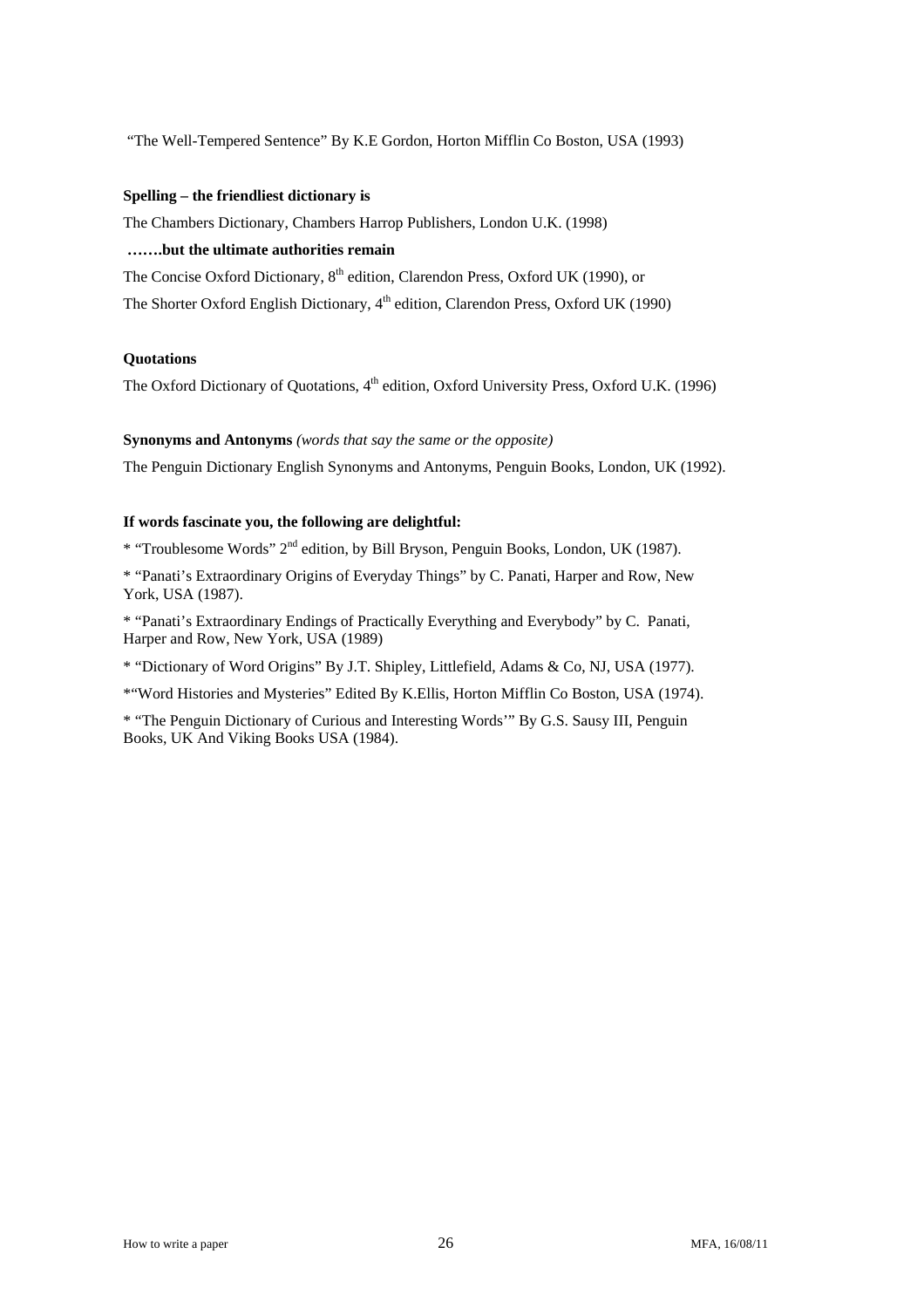"The Well-Tempered Sentence" By K.E Gordon, Horton Mifflin Co Boston, USA (1993)

**Spelling – the friendliest dictionary is**

The Chambers Dictionary, Chambers Harrop Publishers, London U.K. (1998)

**…….but the ultimate authorities remain**

The Concise Oxford Dictionary, 8th edition, Clarendon Press, Oxford UK (1990), or

The Shorter Oxford English Dictionary, 4th edition, Clarendon Press, Oxford UK (1990)

**Quotations**

The Oxford Dictionary of Quotations, 4th edition, Oxford University Press, Oxford U.K. (1996)

**Synonyms and Antonyms** *(words that say the same or the opposite)*

The Penguin Dictionary English Synonyms and Antonyms, Penguin Books, London, UK (1992).

**If words fascinate you, the following are delightful:**

* "Troublesome Words" 2nd edition, by Bill Bryson, Penguin Books, London, UK (1987).

* "Panati's Extraordinary Origins of Everyday Things" by C. Panati, Harper and Row, New York, USA (1987).

* "Panati's Extraordinary Endings of Practically Everything and Everybody" by C. Panati, Harper and Row, New York, USA (1989)

* "Dictionary of Word Origins" By J.T. Shipley, Littlefield, Adams & Co, NJ, USA (1977).

*"Word Histories and Mysteries" Edited By K.Ellis, Horton Mifflin Co Boston, USA (1974).

* "The Penguin Dictionary of Curious and Interesting Words'" By G.S. Sausy III, Penguin Books, UK And Viking Books USA (1984).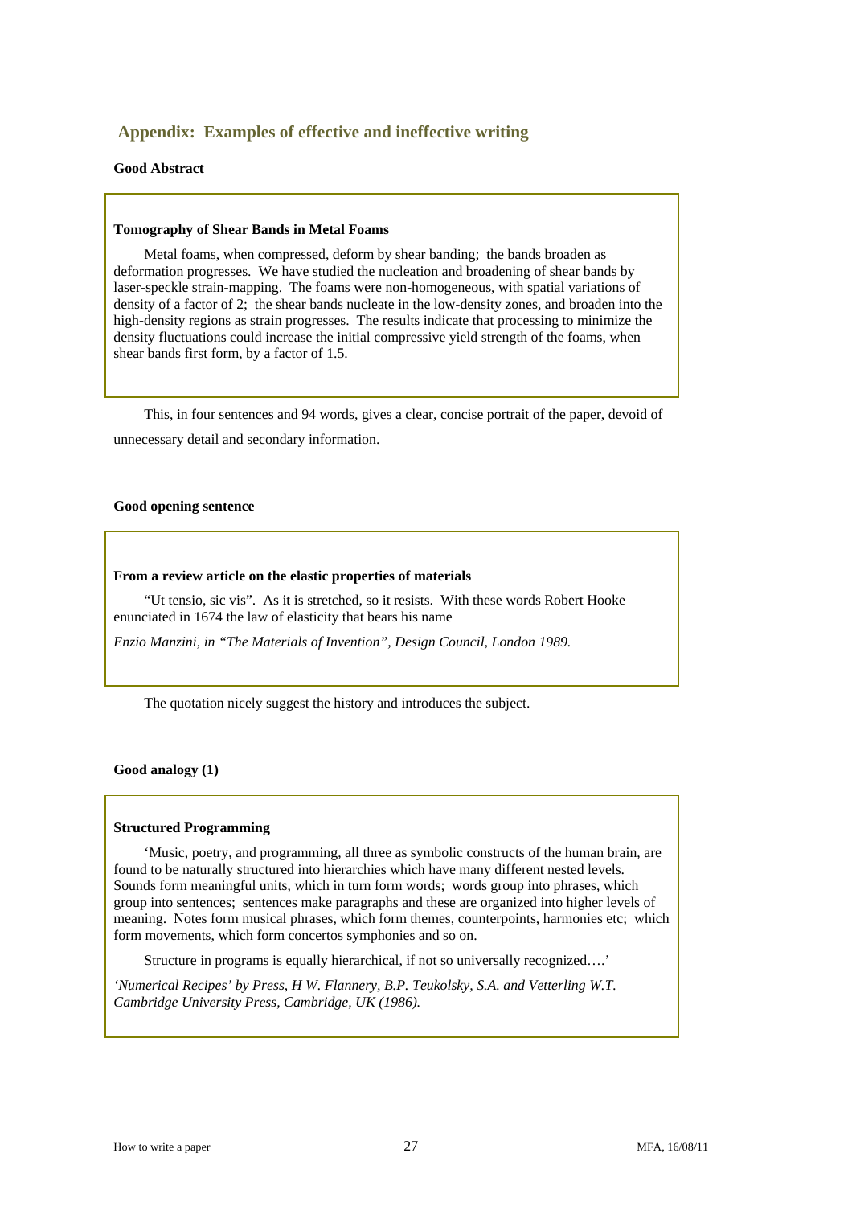## Appendix: Examples of effective and ineffective writing

**Good Abstract**

> **Tomography of Shear Bands in Metal Foams**
>
> Metal foams, when compressed, deform by shear banding; the bands broaden as deformation progresses. We have studied the nucleation and broadening of shear bands by laser-speckle strain-mapping. The foams were non-homogeneous, with spatial variations of density of a factor of 2; the shear bands nucleate in the low-density zones, and broaden into the high-density regions as strain progresses. The results indicate that processing to minimize the density fluctuations could increase the initial compressive yield strength of the foams, when shear bands first form, by a factor of 1.5.

This, in four sentences and 94 words, gives a clear, concise portrait of the paper, devoid of unnecessary detail and secondary information.

**Good opening sentence**

> **From a review article on the elastic properties of materials**
>
> "Ut tensio, sic vis". As it is stretched, so it resists. With these words Robert Hooke enunciated in 1674 the law of elasticity that bears his name
>
> *Enzio Manzini, in "The Materials of Invention", Design Council, London 1989.*

The quotation nicely suggest the history and introduces the subject.

**Good analogy (1)**

> **Structured Programming**
>
> 'Music, poetry, and programming, all three as symbolic constructs of the human brain, are found to be naturally structured into hierarchies which have many different nested levels. Sounds form meaningful units, which in turn form words; words group into phrases, which group into sentences; sentences make paragraphs and these are organized into higher levels of meaning. Notes form musical phrases, which form themes, counterpoints, harmonies etc; which form movements, which form concertos symphonies and so on.
>
> Structure in programs is equally hierarchical, if not so universally recognized….'
>
> *'Numerical Recipes' by Press, H W. Flannery, B.P. Teukolsky, S.A. and Vetterling W.T. Cambridge University Press, Cambridge, UK (1986).*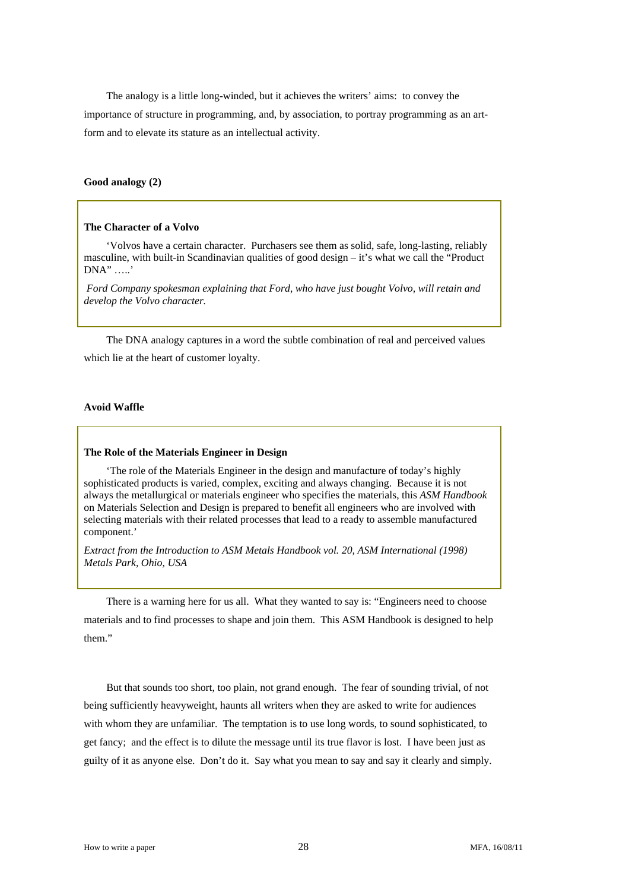The analogy is a little long-winded, but it achieves the writers' aims: to convey the importance of structure in programming, and, by association, to portray programming as an art-form and to elevate its stature as an intellectual activity.

**Good analogy (2)**

> **The Character of a Volvo**
>
> 'Volvos have a certain character. Purchasers see them as solid, safe, long-lasting, reliably masculine, with built-in Scandinavian qualities of good design – it's what we call the "Product DNA" …..'
>
> *Ford Company spokesman explaining that Ford, who have just bought Volvo, will retain and develop the Volvo character.*

The DNA analogy captures in a word the subtle combination of real and perceived values which lie at the heart of customer loyalty.

**Avoid Waffle**

> **The Role of the Materials Engineer in Design**
>
> 'The role of the Materials Engineer in the design and manufacture of today's highly sophisticated products is varied, complex, exciting and always changing. Because it is not always the metallurgical or materials engineer who specifies the materials, this *ASM Handbook* on Materials Selection and Design is prepared to benefit all engineers who are involved with selecting materials with their related processes that lead to a ready to assemble manufactured component.'
>
> *Extract from the Introduction to ASM Metals Handbook vol. 20, ASM International (1998) Metals Park, Ohio, USA*

There is a warning here for us all. What they wanted to say is: "Engineers need to choose materials and to find processes to shape and join them. This ASM Handbook is designed to help them."

But that sounds too short, too plain, not grand enough. The fear of sounding trivial, of not being sufficiently heavyweight, haunts all writers when they are asked to write for audiences with whom they are unfamiliar. The temptation is to use long words, to sound sophisticated, to get fancy; and the effect is to dilute the message until its true flavor is lost. I have been just as guilty of it as anyone else. Don't do it. Say what you mean to say and say it clearly and simply.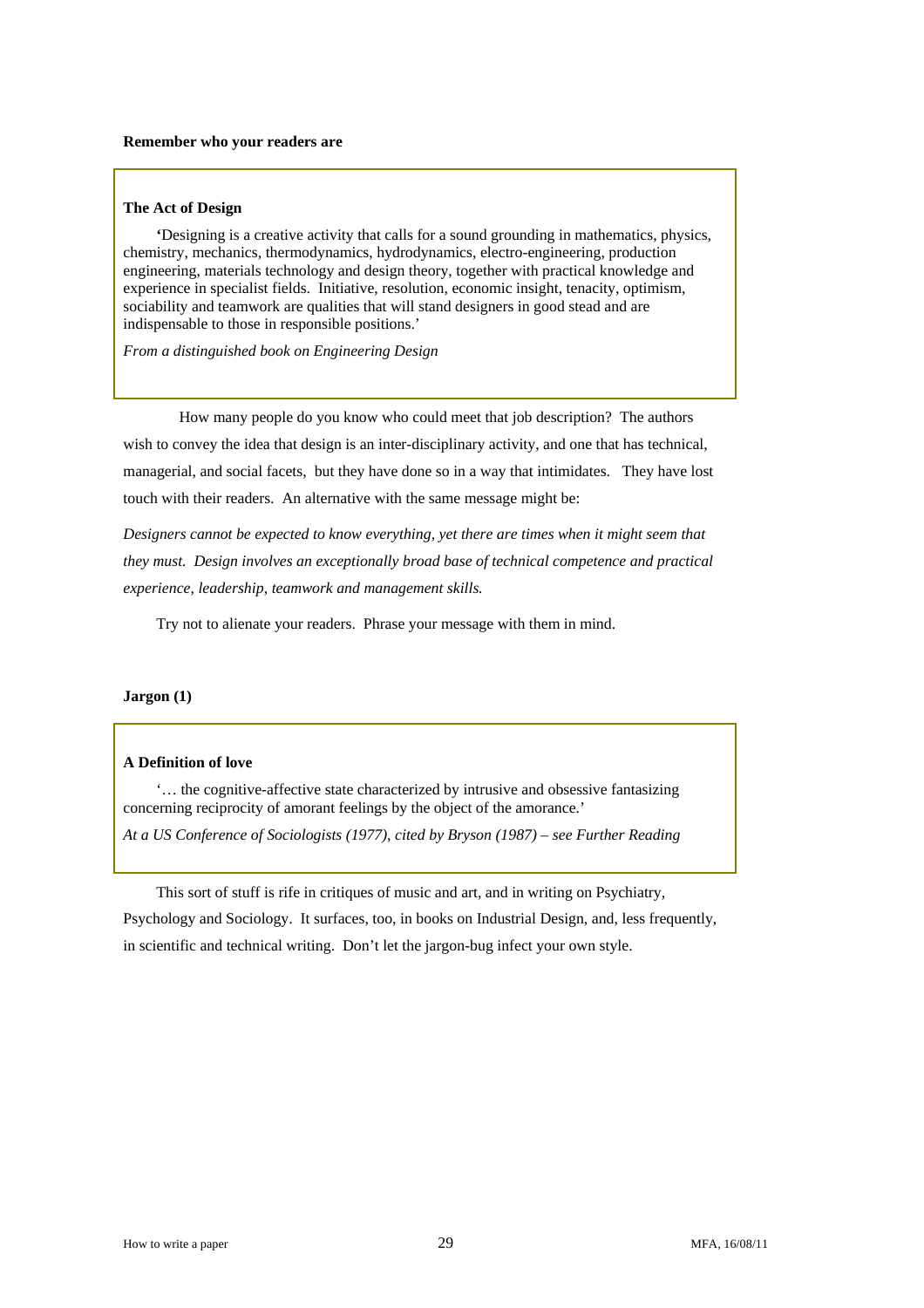**Remember who your readers are**

> **The Act of Design**
>
> 'Designing is a creative activity that calls for a sound grounding in mathematics, physics, chemistry, mechanics, thermodynamics, hydrodynamics, electro-engineering, production engineering, materials technology and design theory, together with practical knowledge and experience in specialist fields. Initiative, resolution, economic insight, tenacity, optimism, sociability and teamwork are qualities that will stand designers in good stead and are indispensable to those in responsible positions.'
>
> *From a distinguished book on Engineering Design*

How many people do you know who could meet that job description? The authors wish to convey the idea that design is an inter-disciplinary activity, and one that has technical, managerial, and social facets, but they have done so in a way that intimidates. They have lost touch with their readers. An alternative with the same message might be:

*Designers cannot be expected to know everything, yet there are times when it might seem that they must. Design involves an exceptionally broad base of technical competence and practical experience, leadership, teamwork and management skills.*

Try not to alienate your readers. Phrase your message with them in mind.

**Jargon (1)**

> **A Definition of love**
>
> '… the cognitive-affective state characterized by intrusive and obsessive fantasizing concerning reciprocity of amorant feelings by the object of the amorance.'
>
> *At a US Conference of Sociologists (1977), cited by Bryson (1987) – see Further Reading*

This sort of stuff is rife in critiques of music and art, and in writing on Psychiatry, Psychology and Sociology. It surfaces, too, in books on Industrial Design, and, less frequently, in scientific and technical writing. Don't let the jargon-bug infect your own style.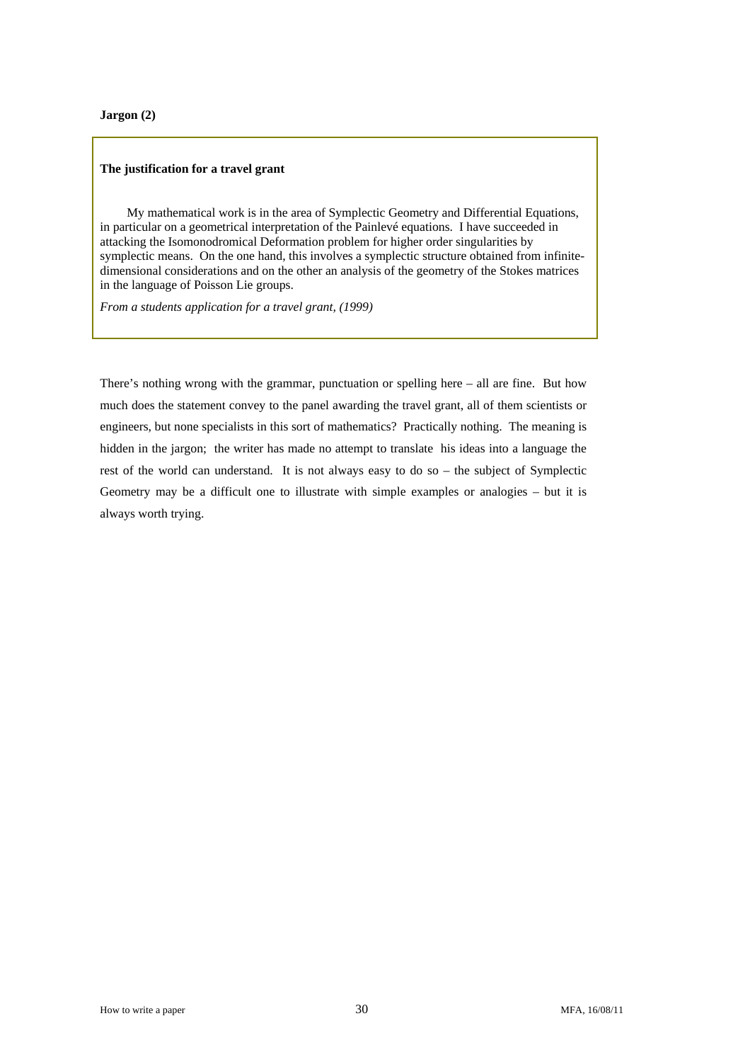**Jargon (2)**

**The justification for a travel grant**

My mathematical work is in the area of Symplectic Geometry and Differential Equations, in particular on a geometrical interpretation of the Painlevé equations. I have succeeded in attacking the Isomonodromical Deformation problem for higher order singularities by symplectic means. On the one hand, this involves a symplectic structure obtained from infinite-dimensional considerations and on the other an analysis of the geometry of the Stokes matrices in the language of Poisson Lie groups.

*From a students application for a travel grant, (1999)*

There's nothing wrong with the grammar, punctuation or spelling here – all are fine. But how much does the statement convey to the panel awarding the travel grant, all of them scientists or engineers, but none specialists in this sort of mathematics? Practically nothing. The meaning is hidden in the jargon; the writer has made no attempt to translate his ideas into a language the rest of the world can understand. It is not always easy to do so – the subject of Symplectic Geometry may be a difficult one to illustrate with simple examples or analogies – but it is always worth trying.